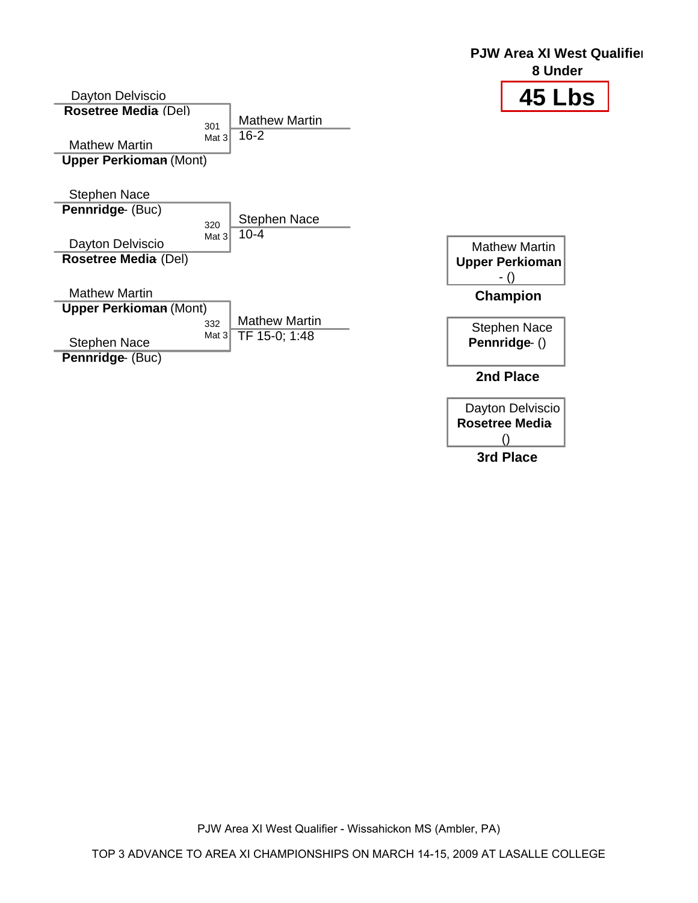**PJW Area XI West Qualifier**
**8 Under**

# 45 Lbs

Dayton Delviscio
**Rosetree Media** (Del)

301
Mat 3

Mathew Martin
**Upper Perkioman** (Mont)

Mathew Martin
16-2

Stephen Nace
**Pennridge** (Buc)

320
Mat 3

Dayton Delviscio
**Rosetree Media** (Del)

Stephen Nace
10-4

Mathew Martin
**Upper Perkioman** (Mont)

332
Mat 3

Stephen Nace
**Pennridge** (Buc)

Mathew Martin
TF 15-0; 1:48

Mathew Martin
**Upper Perkioman** - ()
**Champion**

Stephen Nace
**Pennridge** - ()
**2nd Place**

Dayton Delviscio
**Rosetree Media** ()
**3rd Place**

PJW Area XI West Qualifier - Wissahickon MS (Ambler, PA)

TOP 3 ADVANCE TO AREA XI CHAMPIONSHIPS ON MARCH 14-15, 2009 AT LASALLE COLLEGE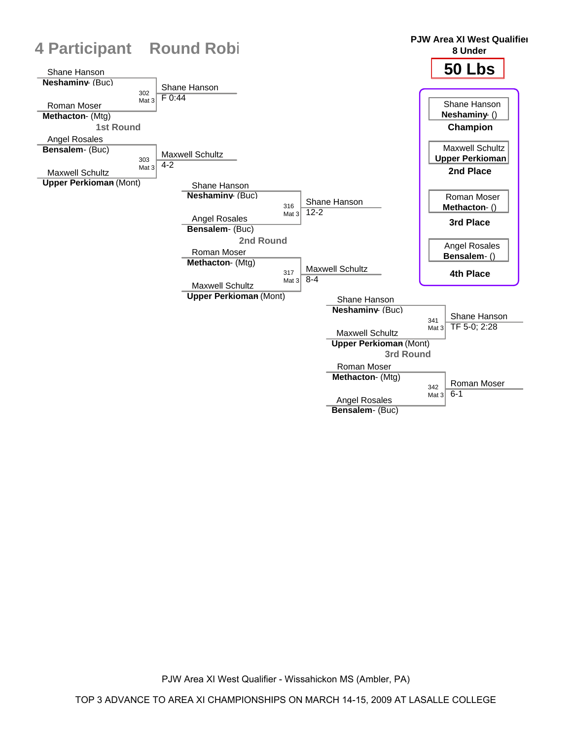# 4 Participant Round Robi

**PJW Area XI West Qualifier**
**8 Under**

## 50 Lbs

### 1st Round

| Bout | Wrestler 1 | Wrestler 2 | Winner | Result |
|---|---|---|---|---|
| 302 Mat 3 | Shane Hanson, **Neshaminy** - (Buc) | Roman Moser, **Methacton** - (Mtg) | Shane Hanson | F 0:44 |
| 303 Mat 3 | Angel Rosales, **Bensalem** - (Buc) | Maxwell Schultz, **Upper Perkioman** (Mont) | Maxwell Schultz | 4-2 |

### 2nd Round

| Bout | Wrestler 1 | Wrestler 2 | Winner | Result |
|---|---|---|---|---|
| 316 Mat 3 | Shane Hanson, **Neshaminy** - (Buc) | Angel Rosales, **Bensalem** - (Buc) | Shane Hanson | 12-2 |
| 317 Mat 3 | Roman Moser, **Methacton** - (Mtg) | Maxwell Schultz, **Upper Perkioman** (Mont) | Maxwell Schultz | 8-4 |

### 3rd Round

| Bout | Wrestler 1 | Wrestler 2 | Winner | Result |
|---|---|---|---|---|
| 341 Mat 3 | Shane Hanson, **Neshaminy** - (Buc) | Maxwell Schultz, **Upper Perkioman** (Mont) | Shane Hanson | TF 5-0; 2:28 |
| 342 Mat 3 | Roman Moser, **Methacton** - (Mtg) | Angel Rosales, **Bensalem** - (Buc) | Roman Moser | 6-1 |

### Placings

| Place | Wrestler |
|---|---|
| **Champion** | Shane Hanson, **Neshaminy** - () |
| **2nd Place** | Maxwell Schultz, **Upper Perkioman** |
| **3rd Place** | Roman Moser, **Methacton** - () |
| **4th Place** | Angel Rosales, **Bensalem** - () |

PJW Area XI West Qualifier - Wissahickon MS (Ambler, PA)

TOP 3 ADVANCE TO AREA XI CHAMPIONSHIPS ON MARCH 14-15, 2009 AT LASALLE COLLEGE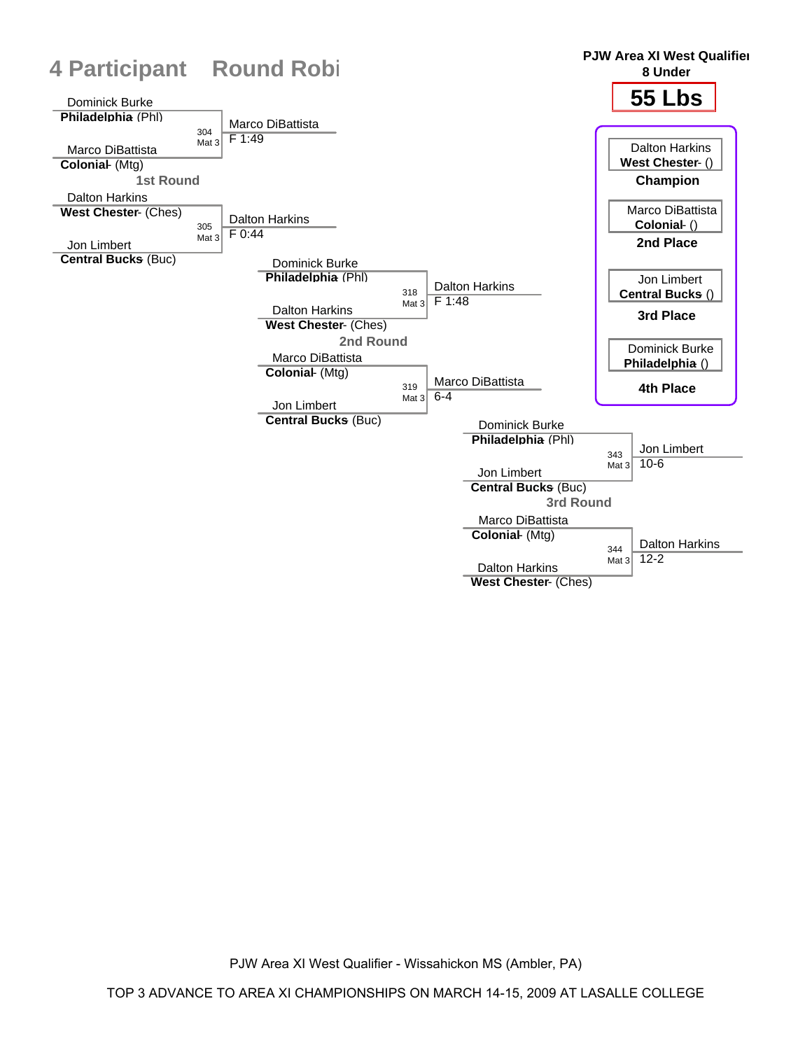# 4 Participant Round Robi

**PJW Area XI West Qualifier**
**8 Under**

## 55 Lbs

### 1st Round

| Wrestler 1 | Wrestler 2 | Bout | Winner | Result |
|---|---|---|---|---|
| Dominick Burke **Philadelphia** (Phl) | Marco DiBattista **Colonial** (Mtg) | 304 Mat 3 | Marco DiBattista | F 1:49 |
| Dalton Harkins **West Chester** (Ches) | Jon Limbert **Central Bucks** (Buc) | 305 Mat 3 | Dalton Harkins | F 0:44 |

### 2nd Round

| Wrestler 1 | Wrestler 2 | Bout | Winner | Result |
|---|---|---|---|---|
| Dominick Burke **Philadelphia** (Phl) | Dalton Harkins **West Chester** (Ches) | 318 Mat 3 | Dalton Harkins | F 1:48 |
| Marco DiBattista **Colonial** (Mtg) | Jon Limbert **Central Bucks** (Buc) | 319 Mat 3 | Marco DiBattista | 6-4 |

### 3rd Round

| Wrestler 1 | Wrestler 2 | Bout | Winner | Result |
|---|---|---|---|---|
| Dominick Burke **Philadelphia** (Phl) | Jon Limbert **Central Bucks** (Buc) | 343 Mat 3 | Jon Limbert | 10-6 |
| Marco DiBattista **Colonial** (Mtg) | Dalton Harkins **West Chester** (Ches) | 344 Mat 3 | Dalton Harkins | 12-2 |

### Final Placements

| Place | Wrestler |
|---|---|
| **Champion** | Dalton Harkins **West Chester** () |
| **2nd Place** | Marco DiBattista **Colonial** () |
| **3rd Place** | Jon Limbert **Central Bucks** () |
| **4th Place** | Dominick Burke **Philadelphia** () |

PJW Area XI West Qualifier - Wissahickon MS (Ambler, PA)

TOP 3 ADVANCE TO AREA XI CHAMPIONSHIPS ON MARCH 14-15, 2009 AT LASALLE COLLEGE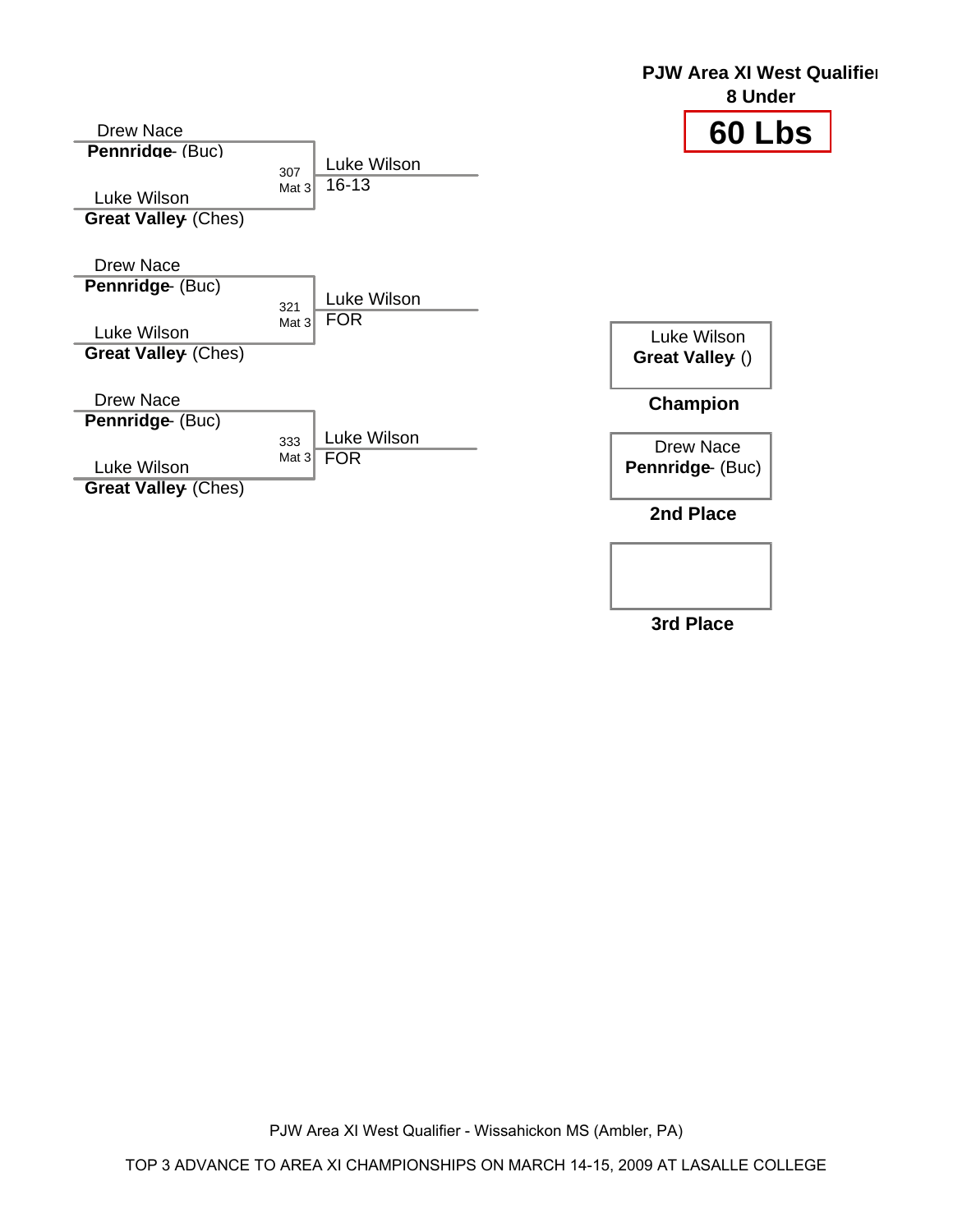**PJW Area XI West Qualifier**

**8 Under**

# 60 Lbs

Drew Nace
**Pennridge** - (Buc)

307 Mat 3 — Luke Wilson 16-13

Luke Wilson
**Great Valley** - (Ches)

Drew Nace
**Pennridge** - (Buc)

321 Mat 3 — Luke Wilson FOR

Luke Wilson
**Great Valley** - (Ches)

Drew Nace
**Pennridge** - (Buc)

333 Mat 3 — Luke Wilson FOR

Luke Wilson
**Great Valley** - (Ches)

Luke Wilson
**Great Valley** - ()

**Champion**

Drew Nace
**Pennridge** - (Buc)

**2nd Place**

**3rd Place**

PJW Area XI West Qualifier - Wissahickon MS (Ambler, PA)

TOP 3 ADVANCE TO AREA XI CHAMPIONSHIPS ON MARCH 14-15, 2009 AT LASALLE COLLEGE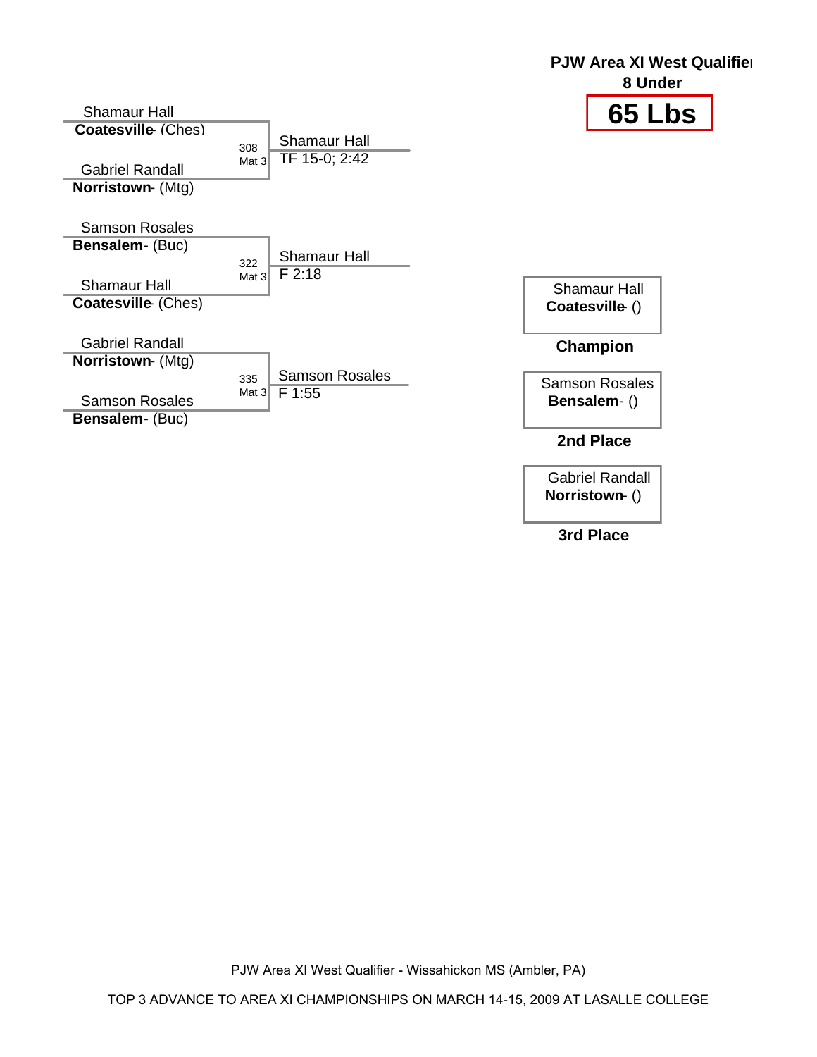**PJW Area XI West Qualifier**
**8 Under**

# 65 Lbs

Shamaur Hall
**Coatesville** - (Ches)

308
Mat 3

Gabriel Randall
**Norristown** - (Mtg)

Shamaur Hall
TF 15-0; 2:42

Samson Rosales
**Bensalem** - (Buc)

322
Mat 3

Shamaur Hall
**Coatesville** - (Ches)

Shamaur Hall
F 2:18

Gabriel Randall
**Norristown** - (Mtg)

335
Mat 3

Samson Rosales
**Bensalem** - (Buc)

Samson Rosales
F 1:55

Shamaur Hall
**Coatesville** - ()

**Champion**

Samson Rosales
**Bensalem** - ()

**2nd Place**

Gabriel Randall
**Norristown** - ()

**3rd Place**

PJW Area XI West Qualifier - Wissahickon MS (Ambler, PA)

TOP 3 ADVANCE TO AREA XI CHAMPIONSHIPS ON MARCH 14-15, 2009 AT LASALLE COLLEGE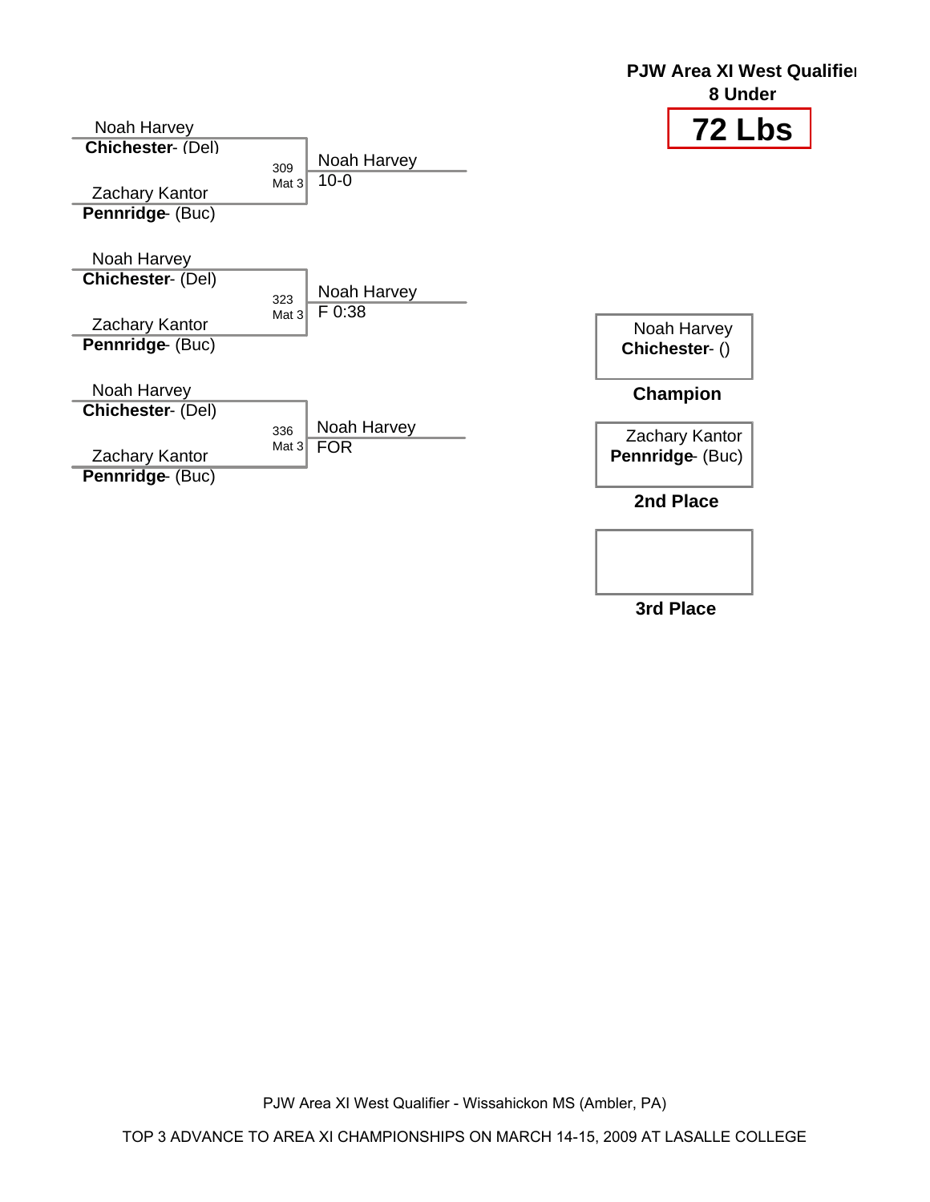**PJW Area XI West Qualifier**

**8 Under**

# 72 Lbs

Noah Harvey
**Chichester**- (Del)

309
Mat 3

Noah Harvey
10-0

Zachary Kantor
**Pennridge**- (Buc)

Noah Harvey
**Chichester**- (Del)

323
Mat 3

Noah Harvey
F 0:38

Zachary Kantor
**Pennridge**- (Buc)

Noah Harvey
**Chichester**- (Del)

336
Mat 3

Noah Harvey
FOR

Zachary Kantor
**Pennridge**- (Buc)

Noah Harvey
**Chichester**- ()

**Champion**

Zachary Kantor
**Pennridge**- (Buc)

**2nd Place**

**3rd Place**

PJW Area XI West Qualifier - Wissahickon MS (Ambler, PA)

TOP 3 ADVANCE TO AREA XI CHAMPIONSHIPS ON MARCH 14-15, 2009 AT LASALLE COLLEGE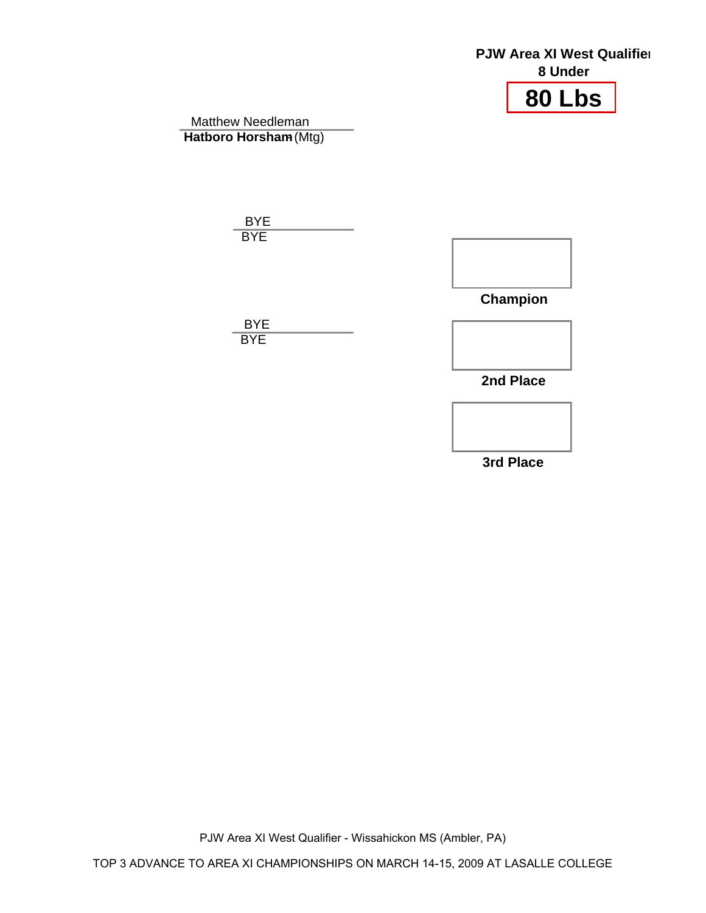**PJW Area XI West Qualifier**
**8 Under**

# 80 Lbs

Matthew Needleman
**Hatboro Horsham** (Mtg)

BYE
BYE

BYE
BYE

**Champion**

**2nd Place**

**3rd Place**

PJW Area XI West Qualifier - Wissahickon MS (Ambler, PA)

TOP 3 ADVANCE TO AREA XI CHAMPIONSHIPS ON MARCH 14-15, 2009 AT LASALLE COLLEGE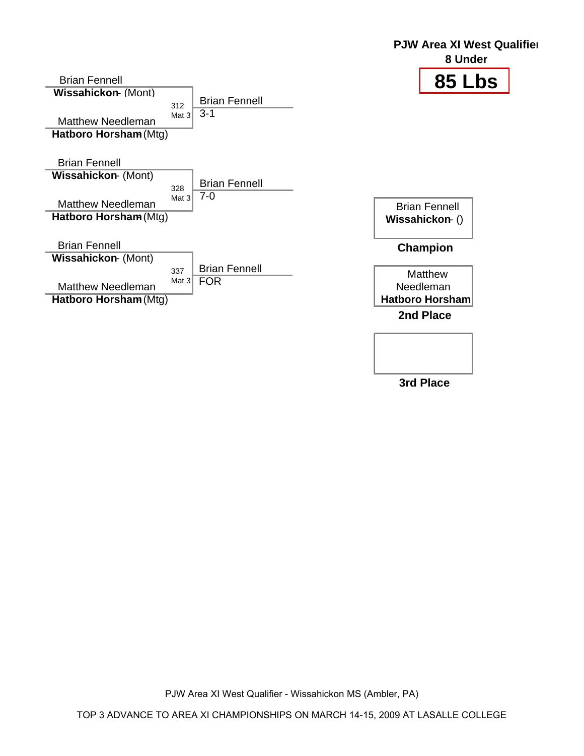**PJW Area XI West Qualifier**
**8 Under**

# 85 Lbs

Brian Fennell
**Wissahickon** - (Mont)

312
Mat 3

Brian Fennell
3-1

Matthew Needleman
**Hatboro Horsham** (Mtg)

Brian Fennell
**Wissahickon** - (Mont)

328
Mat 3

Brian Fennell
7-0

Matthew Needleman
**Hatboro Horsham** (Mtg)

Brian Fennell
**Wissahickon** - (Mont)

337
Mat 3

Brian Fennell
FOR

Matthew Needleman
**Hatboro Horsham** (Mtg)

Brian Fennell
**Wissahickon** - ()

**Champion**

Matthew Needleman
**Hatboro Horsham**

**2nd Place**

**3rd Place**

PJW Area XI West Qualifier - Wissahickon MS (Ambler, PA)

TOP 3 ADVANCE TO AREA XI CHAMPIONSHIPS ON MARCH 14-15, 2009 AT LASALLE COLLEGE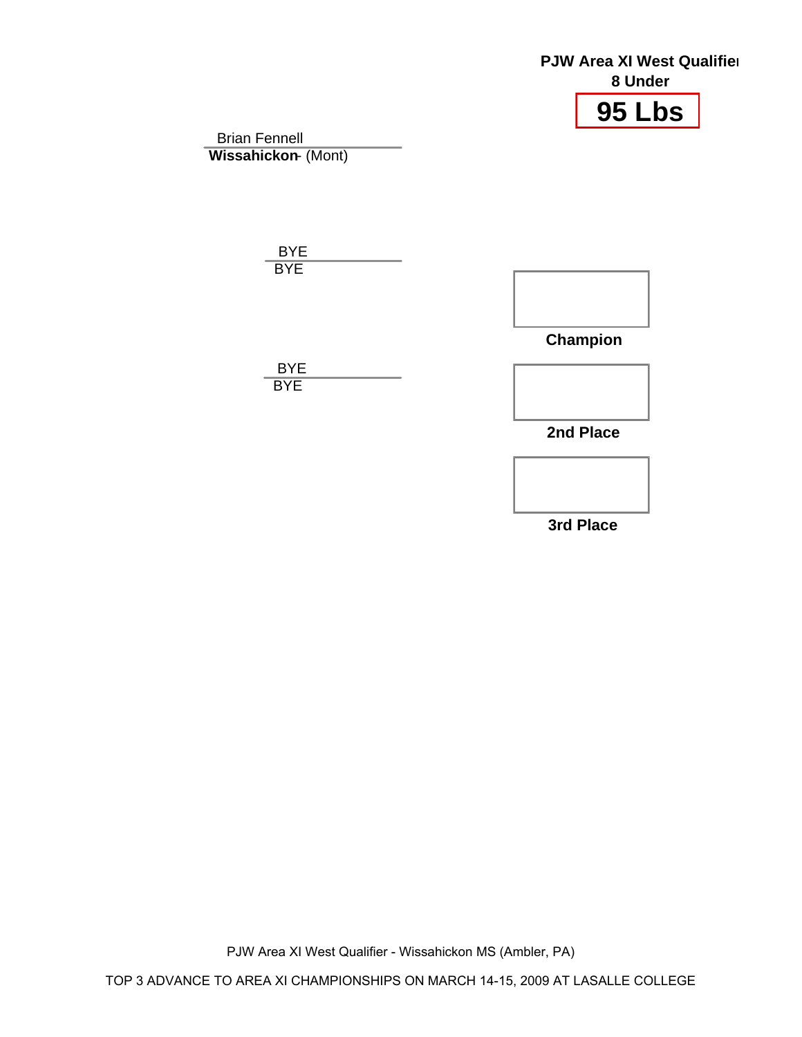**PJW Area XI West Qualifier**

**8 Under**

# 95 Lbs

Brian Fennell
**Wissahickon** - (Mont)

BYE
BYE

BYE
BYE

**Champion**

**2nd Place**

**3rd Place**

PJW Area XI West Qualifier - Wissahickon MS (Ambler, PA)

TOP 3 ADVANCE TO AREA XI CHAMPIONSHIPS ON MARCH 14-15, 2009 AT LASALLE COLLEGE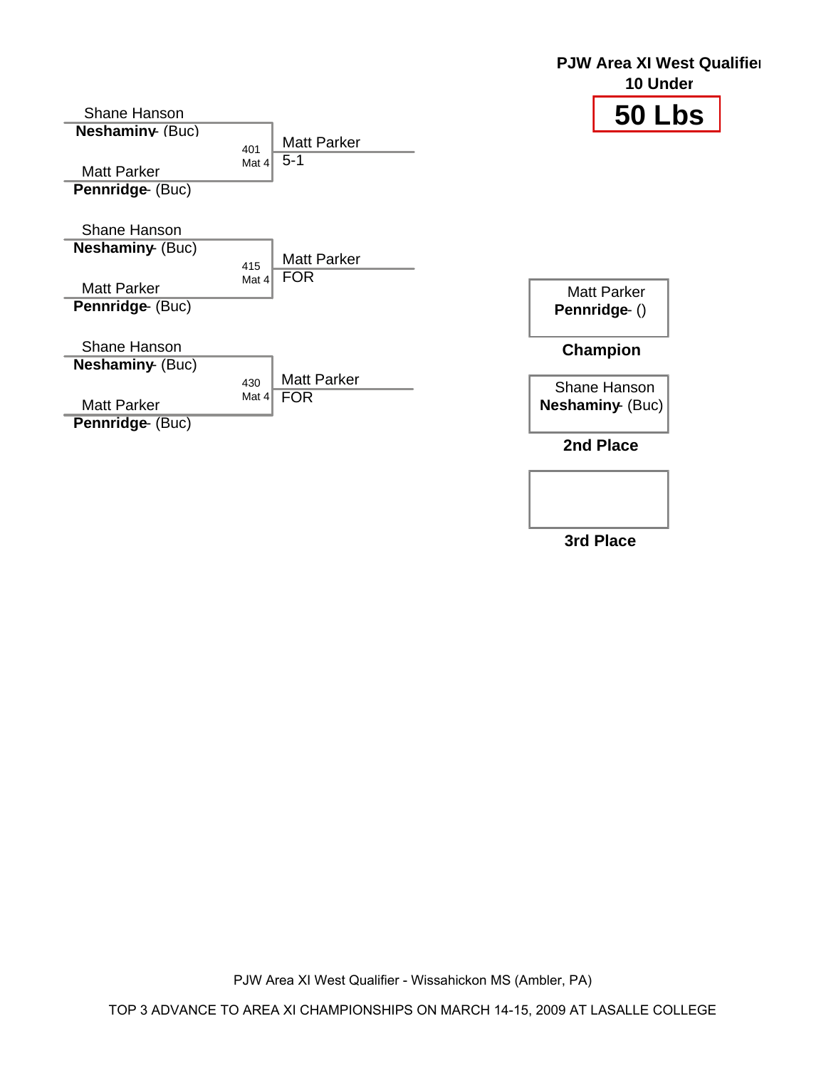**PJW Area XI West Qualifier**
**10 Under**

# 50 Lbs

Shane Hanson
**Neshaminy** - (Buc)

401 Mat 4 — Matt Parker 5-1

Matt Parker
**Pennridge** - (Buc)

Shane Hanson
**Neshaminy** - (Buc)

415 Mat 4 — Matt Parker FOR

Matt Parker
**Pennridge** - (Buc)

Shane Hanson
**Neshaminy** - (Buc)

430 Mat 4 — Matt Parker FOR

Matt Parker
**Pennridge** - (Buc)

Matt Parker
**Pennridge** - ()

**Champion**

Shane Hanson
**Neshaminy** - (Buc)

**2nd Place**

**3rd Place**

PJW Area XI West Qualifier - Wissahickon MS (Ambler, PA)

TOP 3 ADVANCE TO AREA XI CHAMPIONSHIPS ON MARCH 14-15, 2009 AT LASALLE COLLEGE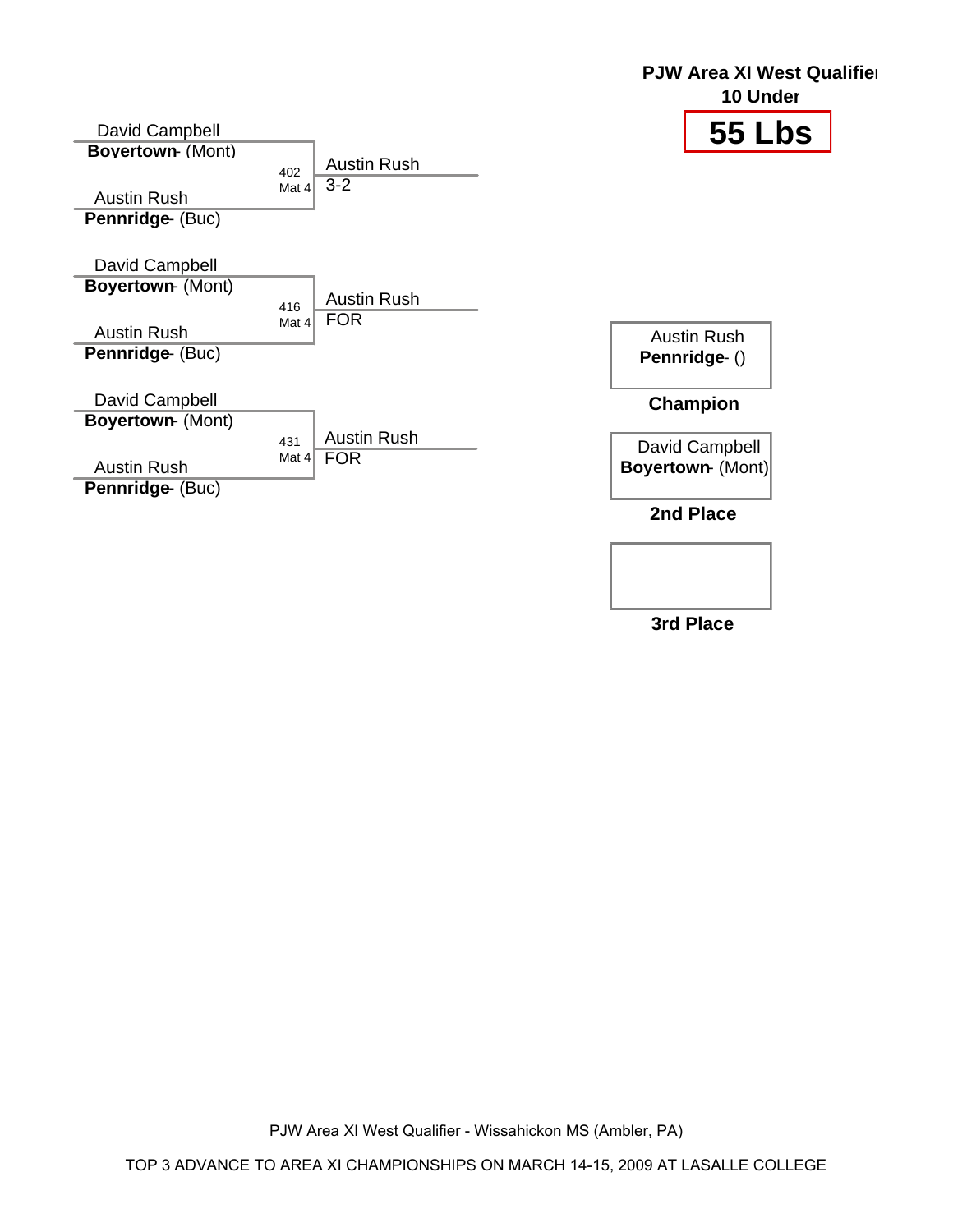**PJW Area XI West Qualifier**
**10 Under**

# 55 Lbs

David Campbell
**Boyertown** - (Mont)

402
Mat 4

Austin Rush
**Pennridge** - (Buc)

Austin Rush
3-2

David Campbell
**Boyertown** - (Mont)

416
Mat 4

Austin Rush
**Pennridge** - (Buc)

Austin Rush
FOR

David Campbell
**Boyertown** - (Mont)

431
Mat 4

Austin Rush
**Pennridge** - (Buc)

Austin Rush
FOR

Austin Rush
**Pennridge** - ()

**Champion**

David Campbell
**Boyertown** - (Mont)

**2nd Place**

**3rd Place**

PJW Area XI West Qualifier - Wissahickon MS (Ambler, PA)

TOP 3 ADVANCE TO AREA XI CHAMPIONSHIPS ON MARCH 14-15, 2009 AT LASALLE COLLEGE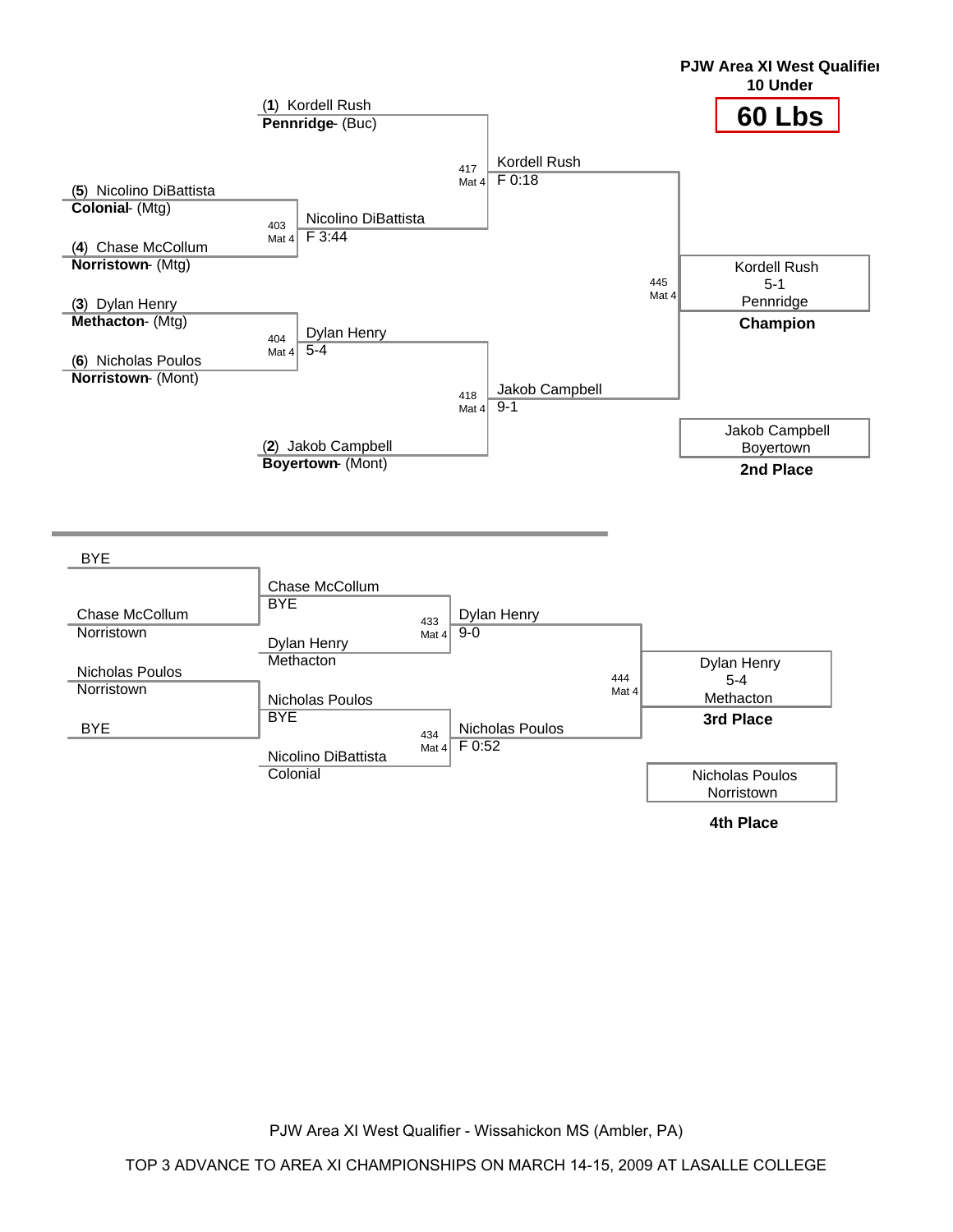**PJW Area XI West Qualifier**
**10 Under**

# 60 Lbs

## Championship Bracket

**Opening round**

- (5) Nicolino DiBattista, **Colonial**- (Mtg) vs. (4) Chase McCollum, **Norristown**- (Mtg) — Bout 403, Mat 4: Nicolino DiBattista, F 3:44
- (3) Dylan Henry, **Methacton**- (Mtg) vs. (6) Nicholas Poulos, **Norristown**- (Mont) — Bout 404, Mat 4: Dylan Henry, 5-4

**Semifinals**

- (1) Kordell Rush, **Pennridge**- (Buc) vs. Nicolino DiBattista — Bout 417, Mat 4: Kordell Rush, F 0:18
- Dylan Henry vs. (2) Jakob Campbell, **Boyertown**- (Mont) — Bout 418, Mat 4: Jakob Campbell, 9-1

**Final**

- Kordell Rush vs. Jakob Campbell — Bout 445, Mat 4: Kordell Rush, 5-1, Pennridge

**Champion:** Kordell Rush, 5-1, Pennridge

**2nd Place:** Jakob Campbell, Boyertown

## Consolation Bracket

**First round**

- BYE vs. Chase McCollum, Norristown — Chase McCollum, BYE
- Nicholas Poulos, Norristown vs. BYE — Nicholas Poulos, BYE

**Consolation semifinals**

- Chase McCollum vs. Dylan Henry, Methacton — Bout 433, Mat 4: Dylan Henry, 9-0
- Nicholas Poulos vs. Nicolino DiBattista, Colonial — Bout 434, Mat 4: Nicholas Poulos, F 0:52

**3rd place match**

- Dylan Henry vs. Nicholas Poulos — Bout 444, Mat 4: Dylan Henry, 5-4, Methacton

**3rd Place:** Dylan Henry, 5-4, Methacton

**4th Place:** Nicholas Poulos, Norristown

PJW Area XI West Qualifier - Wissahickon MS (Ambler, PA)

TOP 3 ADVANCE TO AREA XI CHAMPIONSHIPS ON MARCH 14-15, 2009 AT LASALLE COLLEGE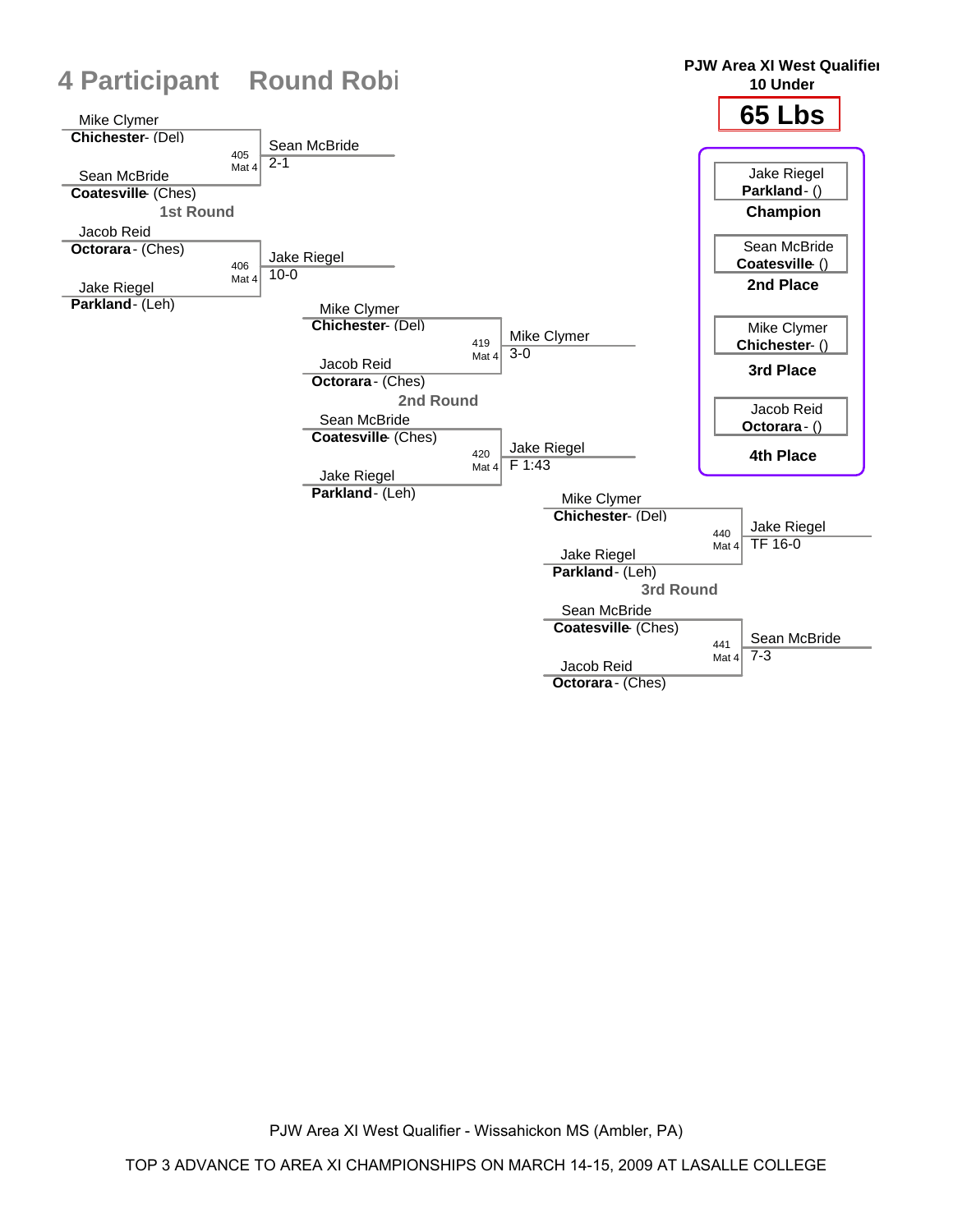# 4 Participant Round Robi

**PJW Area XI West Qualifier**
**10 Under**

## 65 Lbs

### 1st Round

| Wrestler | Bout | Winner | Result |
|---|---|---|---|
| Mike Clymer, **Chichester** - (Del) vs. Sean McBride, **Coatesville** - (Ches) | 405 Mat 4 | Sean McBride | 2-1 |
| Jacob Reid, **Octorara** - (Ches) vs. Jake Riegel, **Parkland** - (Leh) | 406 Mat 4 | Jake Riegel | 10-0 |

### 2nd Round

| Wrestler | Bout | Winner | Result |
|---|---|---|---|
| Mike Clymer, **Chichester** - (Del) vs. Jacob Reid, **Octorara** - (Ches) | 419 Mat 4 | Mike Clymer | 3-0 |
| Sean McBride, **Coatesville** - (Ches) vs. Jake Riegel, **Parkland** - (Leh) | 420 Mat 4 | Jake Riegel | F 1:43 |

### 3rd Round

| Wrestler | Bout | Winner | Result |
|---|---|---|---|
| Mike Clymer, **Chichester** - (Del) vs. Jake Riegel, **Parkland** - (Leh) | 440 Mat 4 | Jake Riegel | TF 16-0 |
| Sean McBride, **Coatesville** - (Ches) vs. Jacob Reid, **Octorara** - (Ches) | 441 Mat 4 | Sean McBride | 7-3 |

### Placement

| Place | Wrestler |
|---|---|
| **Champion** | Jake Riegel, **Parkland** - () |
| **2nd Place** | Sean McBride, **Coatesville** - () |
| **3rd Place** | Mike Clymer, **Chichester** - () |
| **4th Place** | Jacob Reid, **Octorara** - () |

PJW Area XI West Qualifier - Wissahickon MS (Ambler, PA)

TOP 3 ADVANCE TO AREA XI CHAMPIONSHIPS ON MARCH 14-15, 2009 AT LASALLE COLLEGE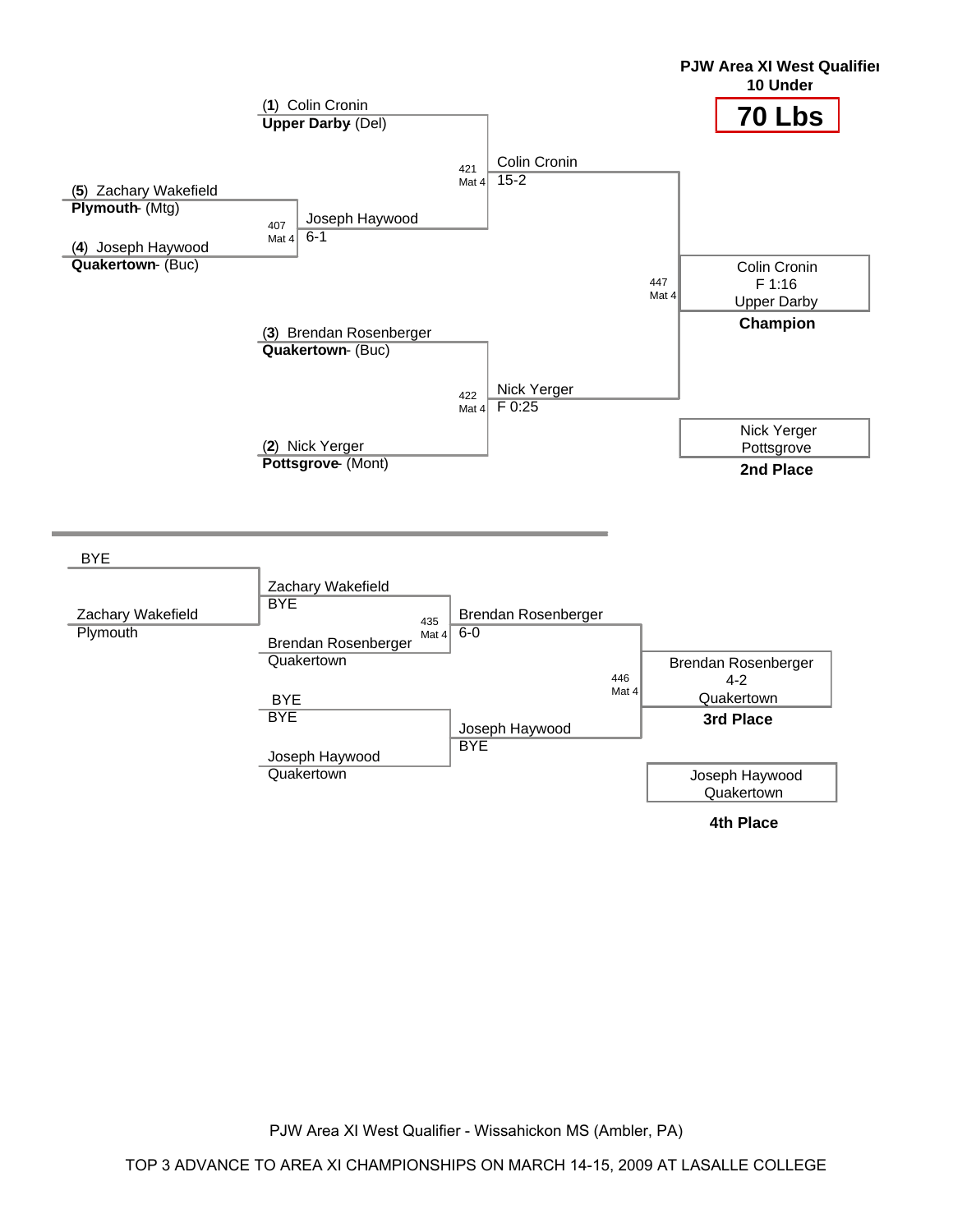**PJW Area XI West Qualifier**
**10 Under**

# 70 Lbs

## Championship Bracket

(**1**) Colin Cronin
**Upper Darby** (Del)

(**5**) Zachary Wakefield
**Plymouth** (Mtg)

(**4**) Joseph Haywood
**Quakertown** (Buc)

407 Mat 4 — Joseph Haywood 6-1

421 Mat 4 — Colin Cronin 15-2

(**3**) Brendan Rosenberger
**Quakertown** (Buc)

(**2**) Nick Yerger
**Pottsgrove** (Mont)

422 Mat 4 — Nick Yerger F 0:25

447 Mat 4 — Colin Cronin F 1:16 Upper Darby

**Champion**: Colin Cronin, Upper Darby

**2nd Place**: Nick Yerger, Pottsgrove

## Consolation Bracket

BYE

Zachary Wakefield
Plymouth

Zachary Wakefield BYE

Brendan Rosenberger
Quakertown

435 Mat 4 — Brendan Rosenberger 6-0

BYE
BYE

Joseph Haywood
Quakertown

Joseph Haywood BYE

446 Mat 4 — Brendan Rosenberger 4-2 Quakertown

**3rd Place**: Brendan Rosenberger, Quakertown

**4th Place**: Joseph Haywood, Quakertown

PJW Area XI West Qualifier - Wissahickon MS (Ambler, PA)

TOP 3 ADVANCE TO AREA XI CHAMPIONSHIPS ON MARCH 14-15, 2009 AT LASALLE COLLEGE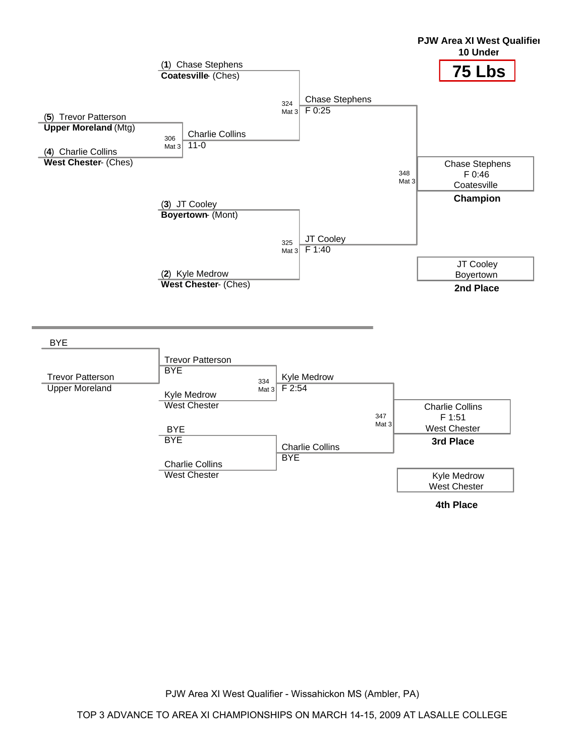**PJW Area XI West Qualifier**
**10 Under**

# 75 Lbs

## Championship Bracket

(**1**) Chase Stephens
**Coatesville** (Ches)

(**5**) Trevor Patterson
**Upper Moreland** (Mtg)

(**4**) Charlie Collins
**West Chester** (Ches)

306 Mat 3 — Charlie Collins 11-0

324 Mat 3 — Chase Stephens F 0:25

(**3**) JT Cooley
**Boyertown** (Mont)

(**2**) Kyle Medrow
**West Chester** (Ches)

325 Mat 3 — JT Cooley F 1:40

348 Mat 3 — Chase Stephens F 0:46 Coatesville

**Champion**

JT Cooley
Boyertown

**2nd Place**

## Consolation Bracket

BYE

Trevor Patterson
Upper Moreland

Trevor Patterson BYE

Kyle Medrow
West Chester

334 Mat 3 — Kyle Medrow F 2:54

BYE BYE

Charlie Collins
West Chester

Charlie Collins BYE

347 Mat 3 — Charlie Collins F 1:51 West Chester

**3rd Place**

Kyle Medrow
West Chester

**4th Place**

PJW Area XI West Qualifier - Wissahickon MS (Ambler, PA)

TOP 3 ADVANCE TO AREA XI CHAMPIONSHIPS ON MARCH 14-15, 2009 AT LASALLE COLLEGE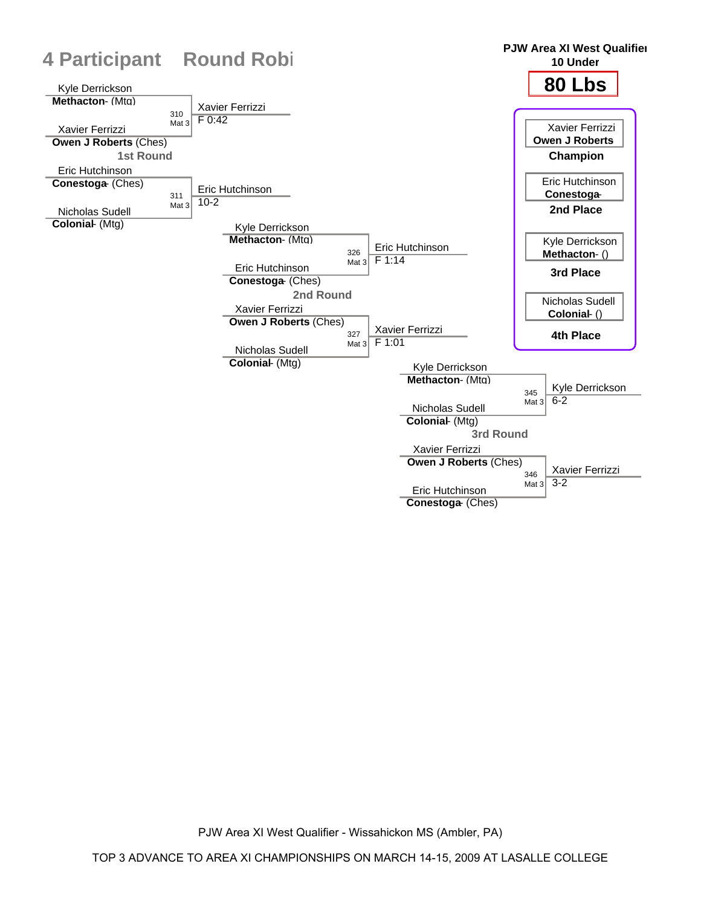# 4 Participant Round Robi

**PJW Area XI West Qualifier**
**10 Under**

## 80 Lbs

### 1st Round

| Bout | Mat | Wrestler 1 | Wrestler 2 | Winner | Result |
|---|---|---|---|---|---|
| 310 | Mat 3 | Kyle Derrickson, **Methacton**- (Mtg) | Xavier Ferrizzi, **Owen J Roberts** (Ches) | Xavier Ferrizzi | F 0:42 |
| 311 | Mat 3 | Eric Hutchinson, **Conestoga**- (Ches) | Nicholas Sudell, **Colonial**- (Mtg) | Eric Hutchinson | 10-2 |

### 2nd Round

| Bout | Mat | Wrestler 1 | Wrestler 2 | Winner | Result |
|---|---|---|---|---|---|
| 326 | Mat 3 | Kyle Derrickson, **Methacton**- (Mtg) | Eric Hutchinson, **Conestoga**- (Ches) | Eric Hutchinson | F 1:14 |
| 327 | Mat 3 | Xavier Ferrizzi, **Owen J Roberts** (Ches) | Nicholas Sudell, **Colonial**- (Mtg) | Xavier Ferrizzi | F 1:01 |

### 3rd Round

| Bout | Mat | Wrestler 1 | Wrestler 2 | Winner | Result |
|---|---|---|---|---|---|
| 345 | Mat 3 | Kyle Derrickson, **Methacton**- (Mtg) | Nicholas Sudell, **Colonial**- (Mtg) | Kyle Derrickson | 6-2 |
| 346 | Mat 3 | Xavier Ferrizzi, **Owen J Roberts** (Ches) | Eric Hutchinson, **Conestoga**- (Ches) | Xavier Ferrizzi | 3-2 |

### Placings

| Wrestler | Team | Place |
|---|---|---|
| Xavier Ferrizzi | **Owen J Roberts** | **Champion** |
| Eric Hutchinson | **Conestoga**- | **2nd Place** |
| Kyle Derrickson | **Methacton**- () | **3rd Place** |
| Nicholas Sudell | **Colonial**- () | **4th Place** |

PJW Area XI West Qualifier - Wissahickon MS (Ambler, PA)

TOP 3 ADVANCE TO AREA XI CHAMPIONSHIPS ON MARCH 14-15, 2009 AT LASALLE COLLEGE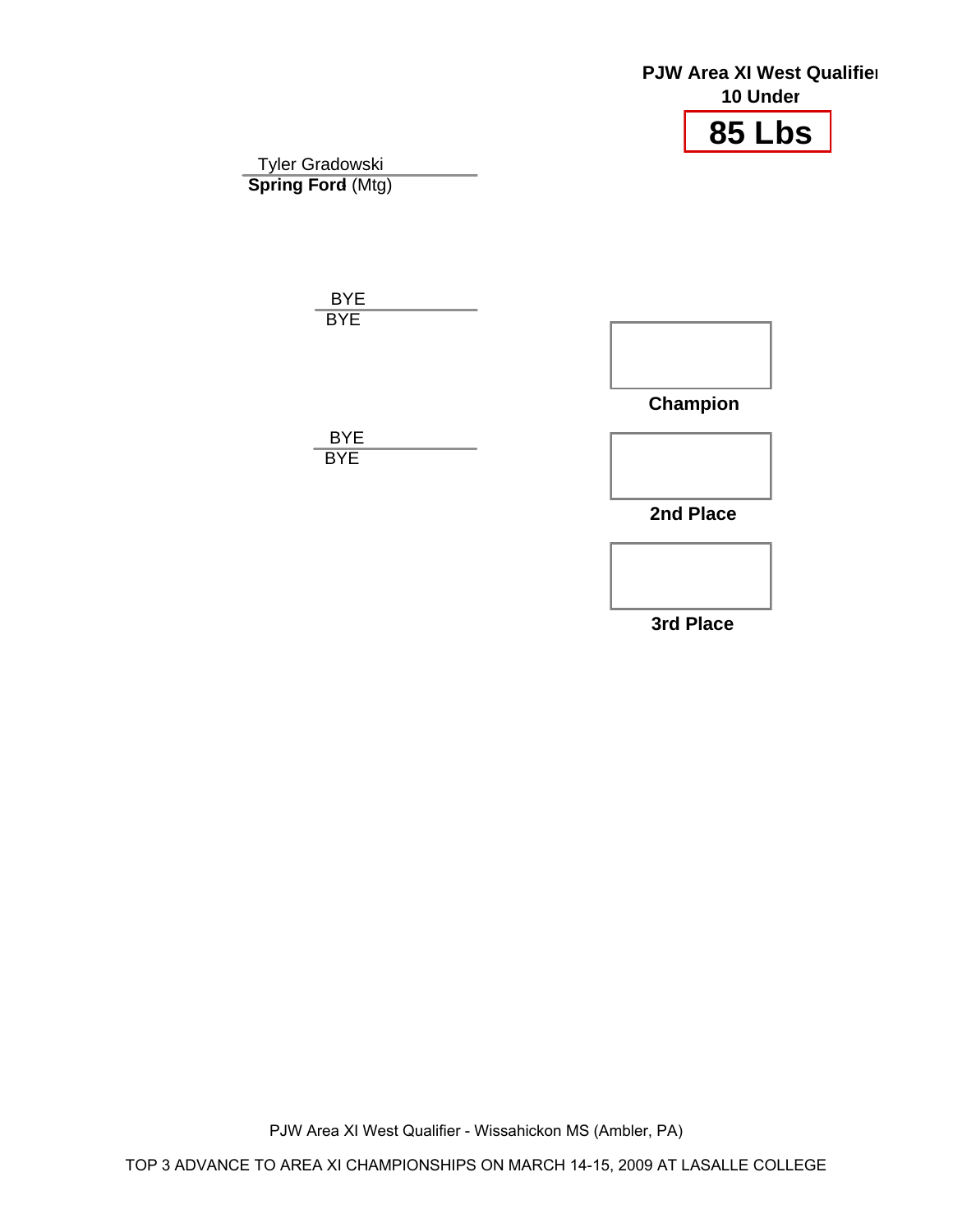**PJW Area XI West Qualifier**
**10 Under**

# 85 Lbs

Tyler Gradowski
**Spring Ford** (Mtg)

BYE
BYE

BYE
BYE

**Champion**

**2nd Place**

**3rd Place**

PJW Area XI West Qualifier - Wissahickon MS (Ambler, PA)

TOP 3 ADVANCE TO AREA XI CHAMPIONSHIPS ON MARCH 14-15, 2009 AT LASALLE COLLEGE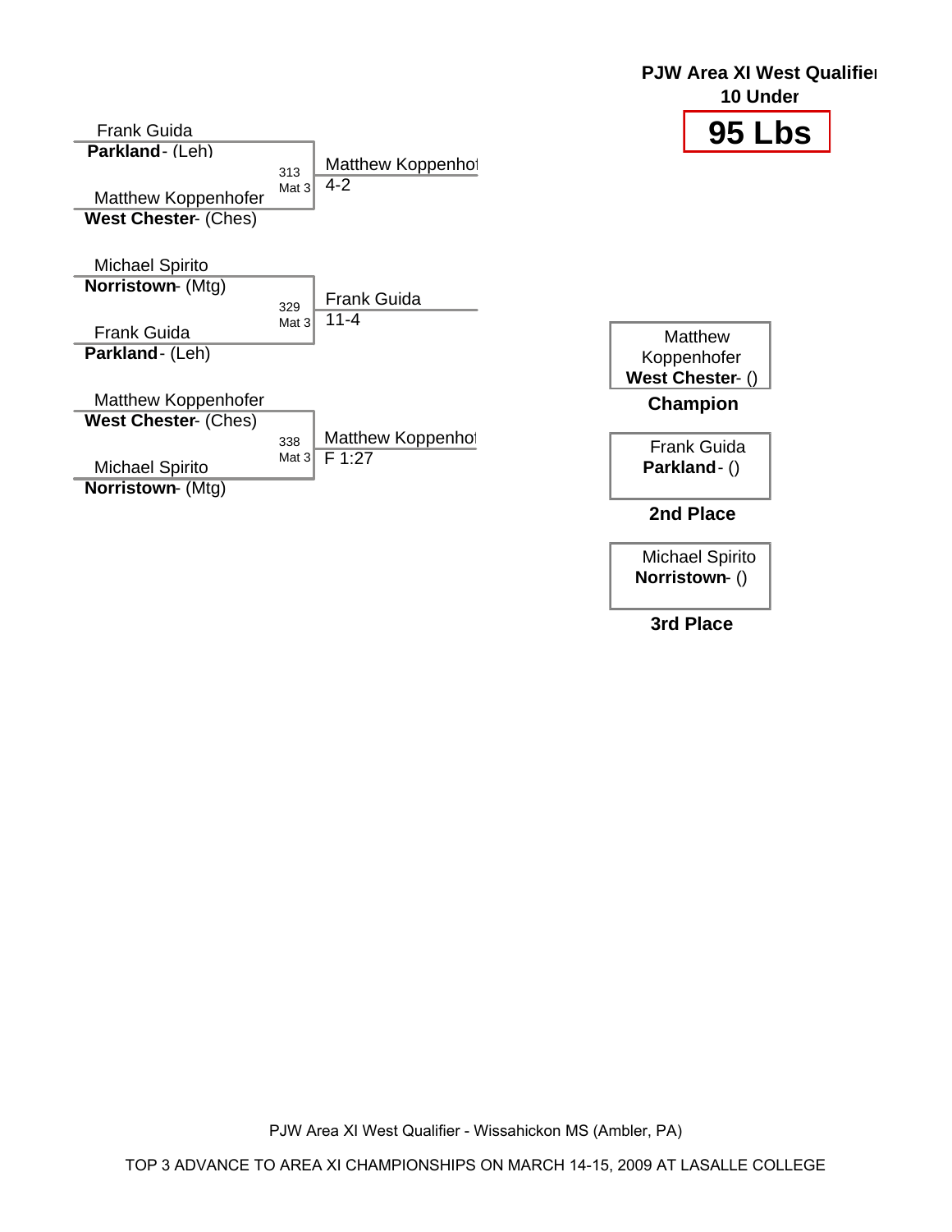**PJW Area XI West Qualifier**
**10 Under**

# 95 Lbs

Frank Guida
**Parkland** - (Leh)

313 Mat 3

Matthew Koppenhofer
**West Chester** - (Ches)

Winner: Matthew Koppenhof 4-2

Michael Spirito
**Norristown** - (Mtg)

329 Mat 3

Frank Guida
**Parkland** - (Leh)

Winner: Frank Guida 11-4

Matthew Koppenhofer
**West Chester** - (Ches)

338 Mat 3

Michael Spirito
**Norristown** - (Mtg)

Winner: Matthew Koppenhof F 1:27

| Place | Wrestler |
| --- | --- |
| **Champion** | Matthew Koppenhofer **West Chester** - () |
| **2nd Place** | Frank Guida **Parkland** - () |
| **3rd Place** | Michael Spirito **Norristown** - () |

PJW Area XI West Qualifier - Wissahickon MS (Ambler, PA)

TOP 3 ADVANCE TO AREA XI CHAMPIONSHIPS ON MARCH 14-15, 2009 AT LASALLE COLLEGE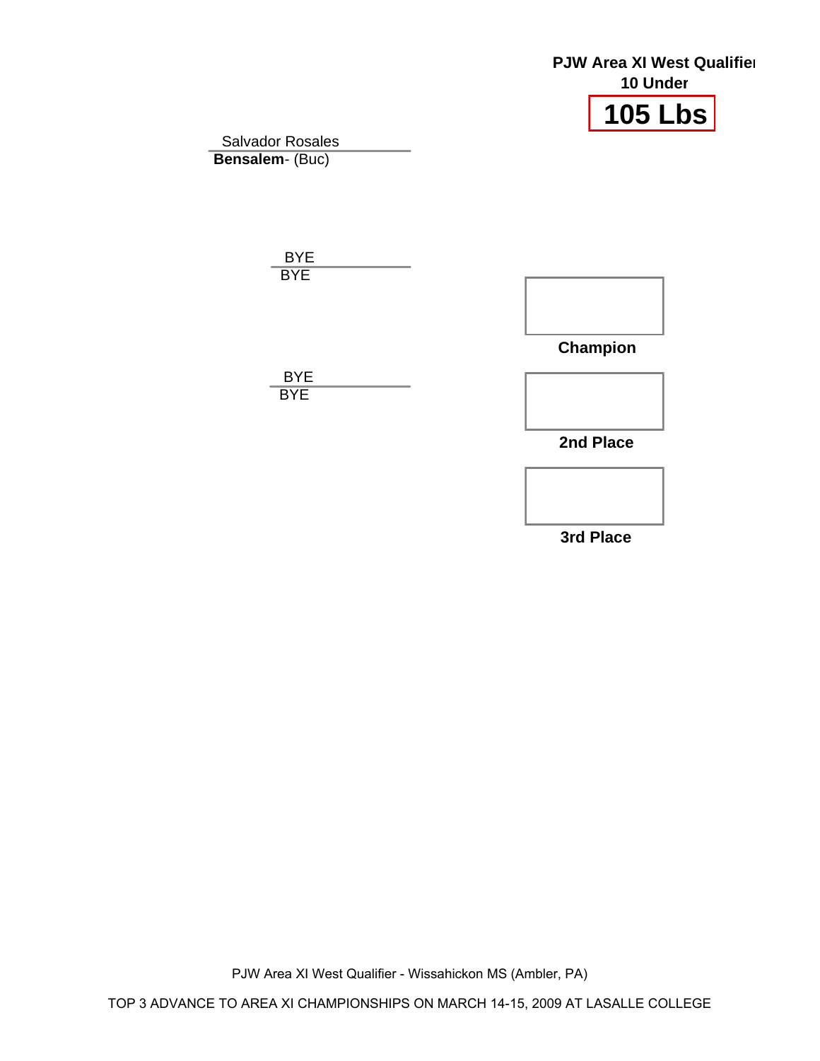**PJW Area XI West Qualifier**
**10 Under**

# 105 Lbs

Salvador Rosales
**Bensalem**- (Buc)

BYE
BYE

BYE
BYE

**Champion**

**2nd Place**

**3rd Place**

PJW Area XI West Qualifier - Wissahickon MS (Ambler, PA)

TOP 3 ADVANCE TO AREA XI CHAMPIONSHIPS ON MARCH 14-15, 2009 AT LASALLE COLLEGE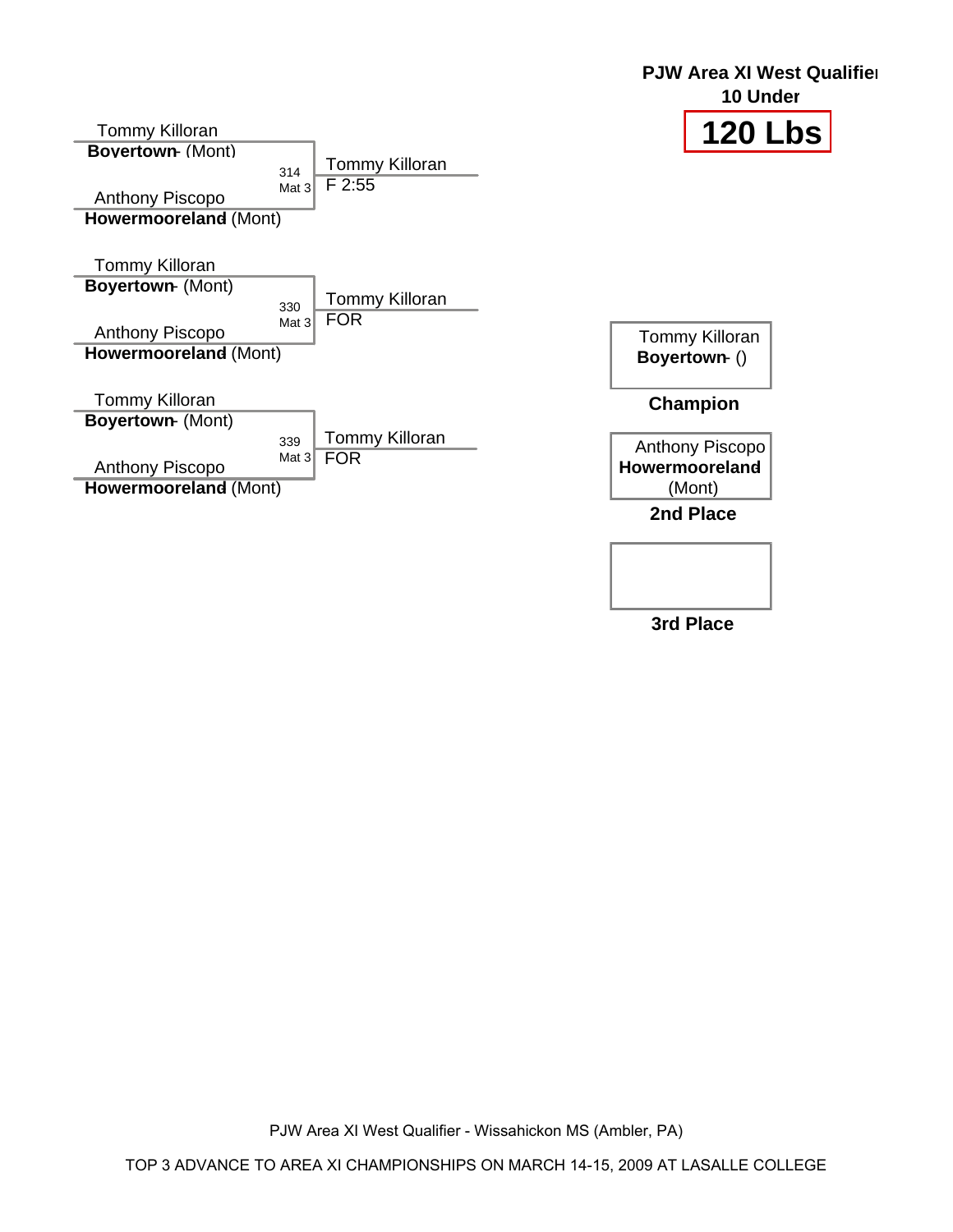**PJW Area XI West Qualifier**
**10 Under**

# 120 Lbs

Tommy Killoran
**Boyertown** - (Mont)

314
Mat 3

Anthony Piscopo
**Howermooreland** (Mont)

Tommy Killoran
F 2:55

Tommy Killoran
**Boyertown** - (Mont)

330
Mat 3

Anthony Piscopo
**Howermooreland** (Mont)

Tommy Killoran
FOR

Tommy Killoran
**Boyertown** - (Mont)

339
Mat 3

Anthony Piscopo
**Howermooreland** (Mont)

Tommy Killoran
FOR

Tommy Killoran
**Boyertown** - ()

**Champion**

Anthony Piscopo
**Howermooreland**
(Mont)

**2nd Place**

**3rd Place**

PJW Area XI West Qualifier - Wissahickon MS (Ambler, PA)

TOP 3 ADVANCE TO AREA XI CHAMPIONSHIPS ON MARCH 14-15, 2009 AT LASALLE COLLEGE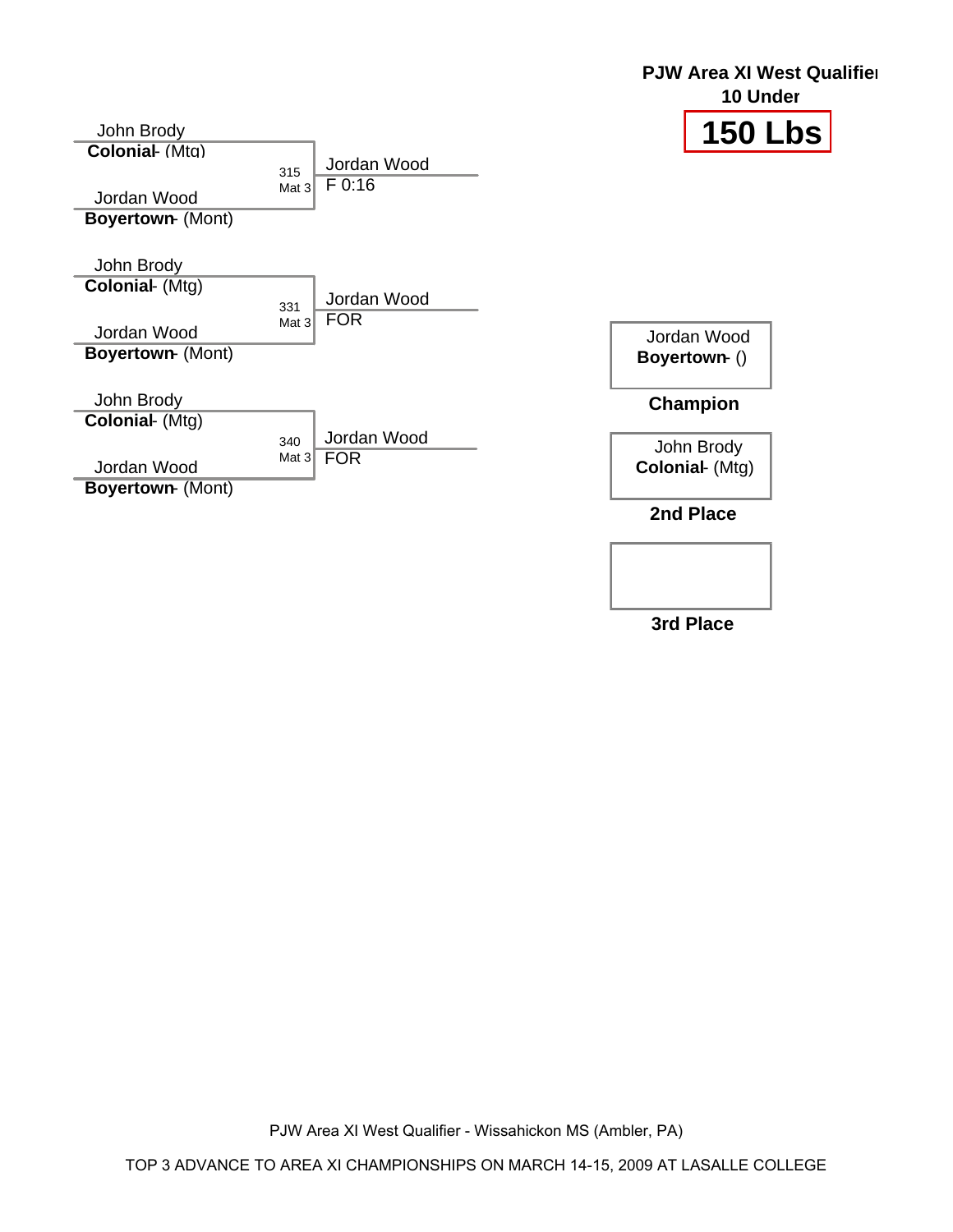**PJW Area XI West Qualifier**
**10 Under**

# 150 Lbs

John Brody
**Colonial**- (Mtg)

315
Mat 3

Jordan Wood
F 0:16

Jordan Wood
**Boyertown**- (Mont)

John Brody
**Colonial**- (Mtg)

331
Mat 3

Jordan Wood
FOR

Jordan Wood
**Boyertown**- (Mont)

John Brody
**Colonial**- (Mtg)

340
Mat 3

Jordan Wood
FOR

Jordan Wood
**Boyertown**- (Mont)

Jordan Wood
**Boyertown**- ()

**Champion**

John Brody
**Colonial**- (Mtg)

**2nd Place**

**3rd Place**

PJW Area XI West Qualifier - Wissahickon MS (Ambler, PA)

TOP 3 ADVANCE TO AREA XI CHAMPIONSHIPS ON MARCH 14-15, 2009 AT LASALLE COLLEGE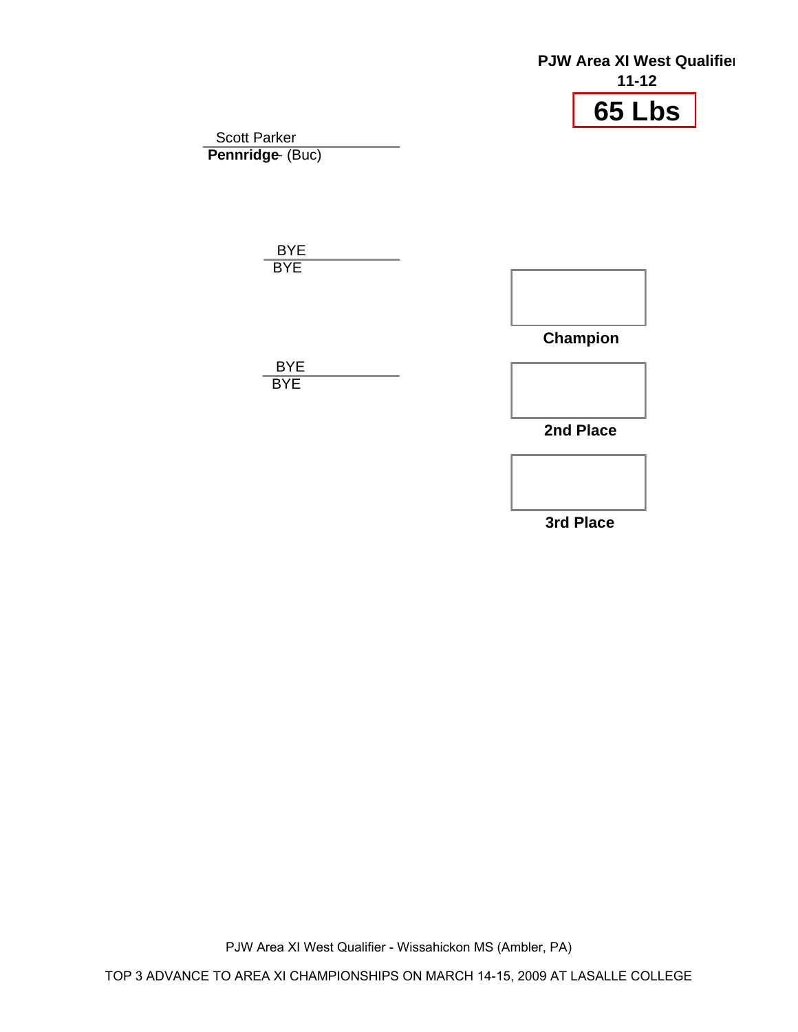**PJW Area XI West Qualifier**

**11-12**

# 65 Lbs

Scott Parker
**Pennridge** - (Buc)

BYE
BYE

BYE
BYE

**Champion**

**2nd Place**

**3rd Place**

PJW Area XI West Qualifier - Wissahickon MS (Ambler, PA)

TOP 3 ADVANCE TO AREA XI CHAMPIONSHIPS ON MARCH 14-15, 2009 AT LASALLE COLLEGE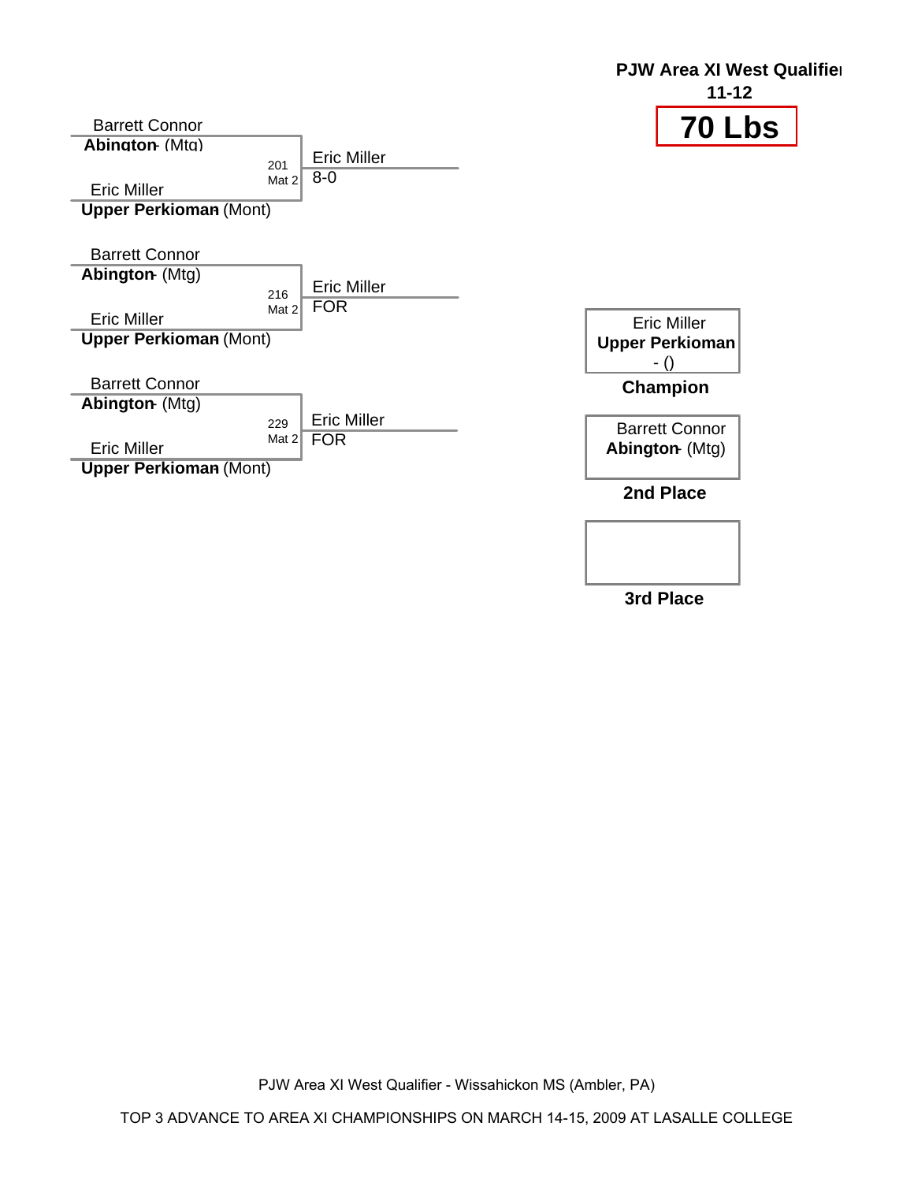**PJW Area XI West Qualifier**

**11-12**

# 70 Lbs

Barrett Connor
**Abington** - (Mtg)

201
Mat 2

Eric Miller
**Upper Perkioman** (Mont)

Eric Miller
8-0

Barrett Connor
**Abington** - (Mtg)

216
Mat 2

Eric Miller
**Upper Perkioman** (Mont)

Eric Miller
FOR

Barrett Connor
**Abington** - (Mtg)

229
Mat 2

Eric Miller
**Upper Perkioman** (Mont)

Eric Miller
FOR

Eric Miller
**Upper Perkioman**
- ()

**Champion**

Barrett Connor
**Abington** - (Mtg)

**2nd Place**

**3rd Place**

PJW Area XI West Qualifier - Wissahickon MS (Ambler, PA)

TOP 3 ADVANCE TO AREA XI CHAMPIONSHIPS ON MARCH 14-15, 2009 AT LASALLE COLLEGE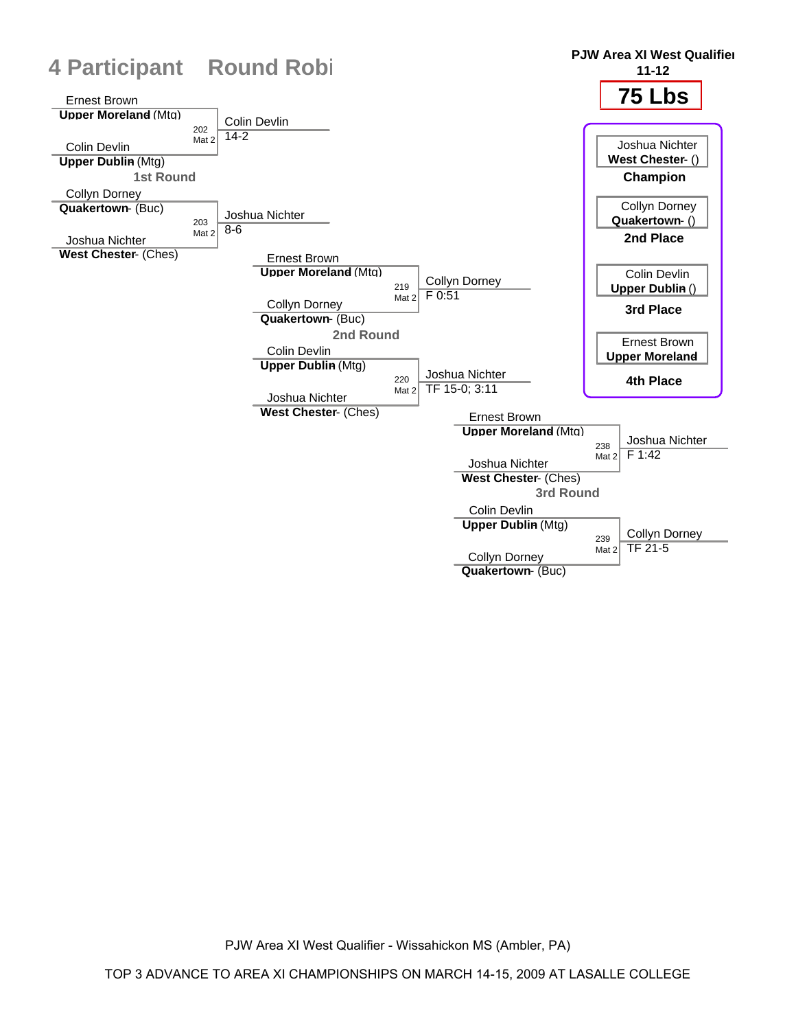# 4 Participant Round Robi

**PJW Area XI West Qualifier**
**11-12**

## 75 Lbs

### 1st Round

| Wrestler 1 | Wrestler 2 | Bout | Winner | Result |
|---|---|---|---|---|
| Ernest Brown, **Upper Moreland** (Mtg) | Colin Devlin, **Upper Dublin** (Mtg) | 202 Mat 2 | Colin Devlin | 14-2 |
| Collyn Dorney, **Quakertown**- (Buc) | Joshua Nichter, **West Chester**- (Ches) | 203 Mat 2 | Joshua Nichter | 8-6 |

### 2nd Round

| Wrestler 1 | Wrestler 2 | Bout | Winner | Result |
|---|---|---|---|---|
| Ernest Brown, **Upper Moreland** (Mtg) | Collyn Dorney, **Quakertown**- (Buc) | 219 Mat 2 | Collyn Dorney | F 0:51 |
| Colin Devlin, **Upper Dublin** (Mtg) | Joshua Nichter, **West Chester**- (Ches) | 220 Mat 2 | Joshua Nichter | TF 15-0; 3:11 |

### 3rd Round

| Wrestler 1 | Wrestler 2 | Bout | Winner | Result |
|---|---|---|---|---|
| Ernest Brown, **Upper Moreland** (Mtg) | Joshua Nichter, **West Chester**- (Ches) | 238 Mat 2 | Joshua Nichter | F 1:42 |
| Colin Devlin, **Upper Dublin** (Mtg) | Collyn Dorney, **Quakertown**- (Buc) | 239 Mat 2 | Collyn Dorney | TF 21-5 |

### Final Standings

| Place | Wrestler | Team |
|---|---|---|
| **Champion** | Joshua Nichter | **West Chester**- () |
| **2nd Place** | Collyn Dorney | **Quakertown**- () |
| **3rd Place** | Colin Devlin | **Upper Dublin** () |
| **4th Place** | Ernest Brown | **Upper Moreland** |

PJW Area XI West Qualifier - Wissahickon MS (Ambler, PA)

TOP 3 ADVANCE TO AREA XI CHAMPIONSHIPS ON MARCH 14-15, 2009 AT LASALLE COLLEGE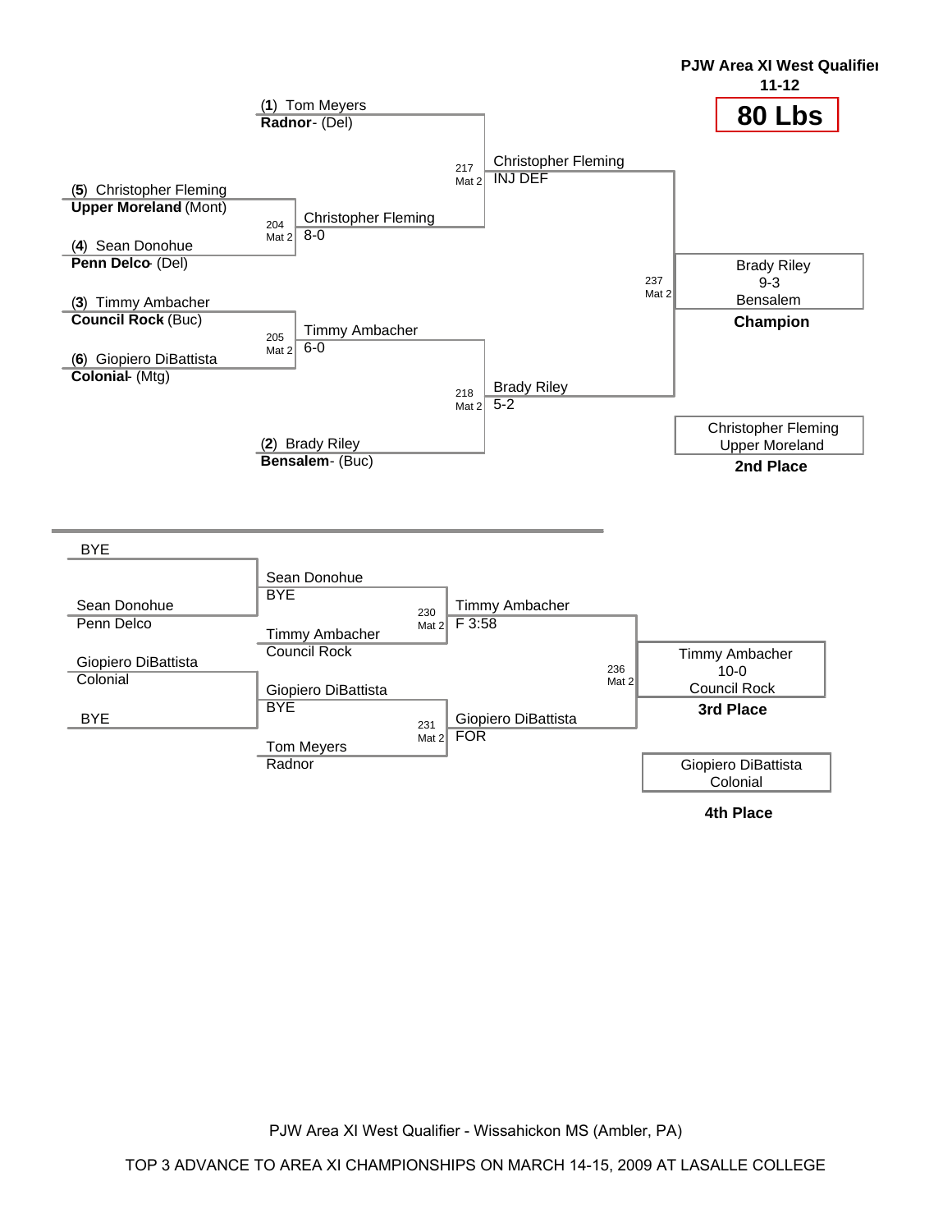**PJW Area XI West Qualifier**

**11-12**

# 80 Lbs

## Championship Bracket

(**1**) Tom Meyers
**Radnor** - (Del)

(**5**) Christopher Fleming
**Upper Moreland** (Mont)

(**4**) Sean Donohue
**Penn Delco** - (Del)

(**3**) Timmy Ambacher
**Council Rock** (Buc)

(**6**) Giopiero DiBattista
**Colonial** - (Mtg)

(**2**) Brady Riley
**Bensalem** - (Buc)

204 Mat 2: Christopher Fleming 8-0

205 Mat 2: Timmy Ambacher 6-0

217 Mat 2: Christopher Fleming INJ DEF

218 Mat 2: Brady Riley 5-2

237 Mat 2: Brady Riley 9-3 Bensalem

**Champion**

Christopher Fleming
Upper Moreland

**2nd Place**

## Consolation Bracket

BYE

Sean Donohue
Penn Delco

Giopiero DiBattista
Colonial

BYE

Sean Donohue
BYE

Timmy Ambacher
Council Rock

Giopiero DiBattista
BYE

Tom Meyers
Radnor

230 Mat 2: Timmy Ambacher F 3:58

231 Mat 2: Giopiero DiBattista FOR

236 Mat 2: Timmy Ambacher 10-0 Council Rock

**3rd Place**

Giopiero DiBattista
Colonial

**4th Place**

PJW Area XI West Qualifier - Wissahickon MS (Ambler, PA)

TOP 3 ADVANCE TO AREA XI CHAMPIONSHIPS ON MARCH 14-15, 2009 AT LASALLE COLLEGE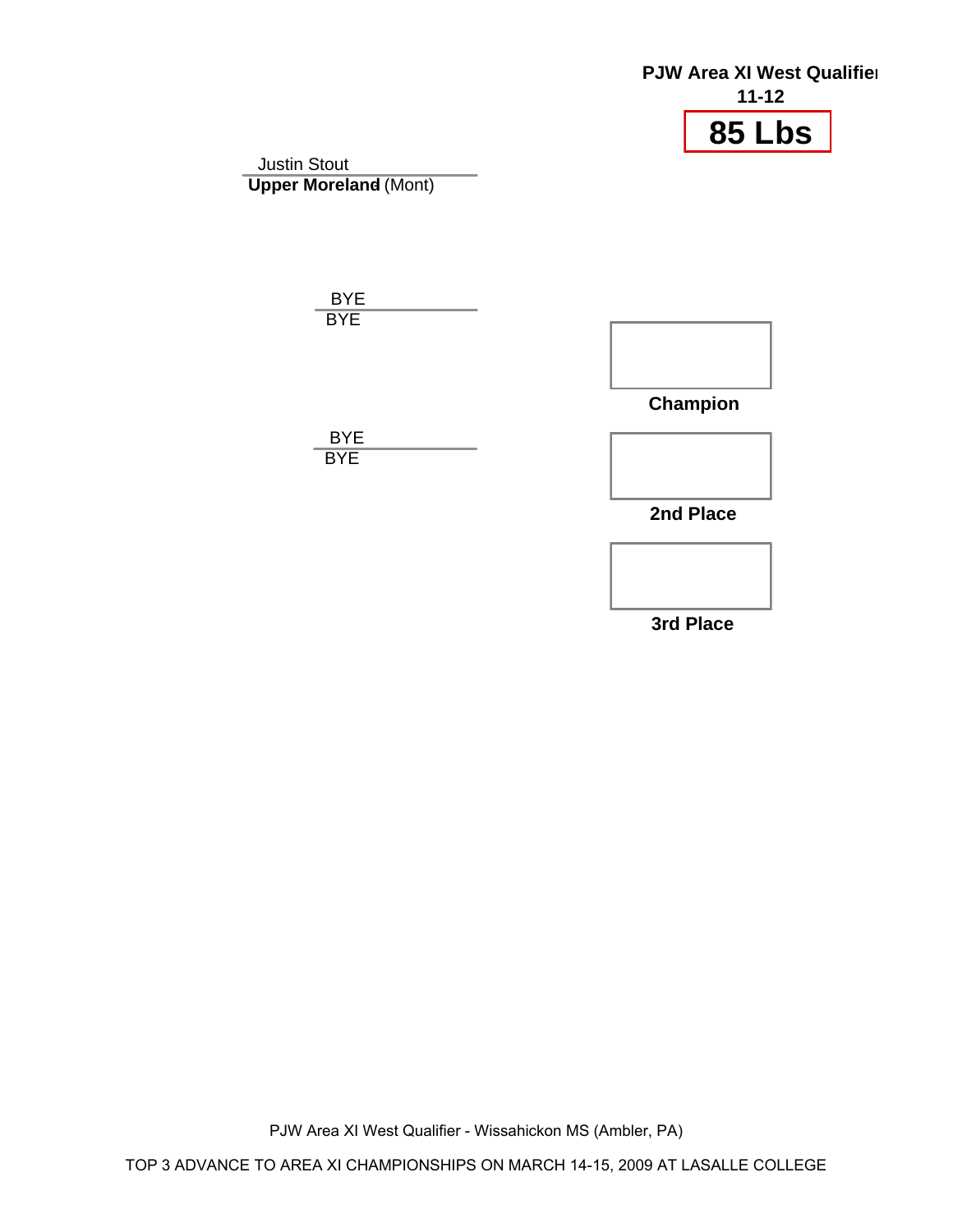**PJW Area XI West Qualifier**

**11-12**

# 85 Lbs

Justin Stout
**Upper Moreland** (Mont)

BYE
BYE

BYE
BYE

**Champion**

**2nd Place**

**3rd Place**

PJW Area XI West Qualifier - Wissahickon MS (Ambler, PA)

TOP 3 ADVANCE TO AREA XI CHAMPIONSHIPS ON MARCH 14-15, 2009 AT LASALLE COLLEGE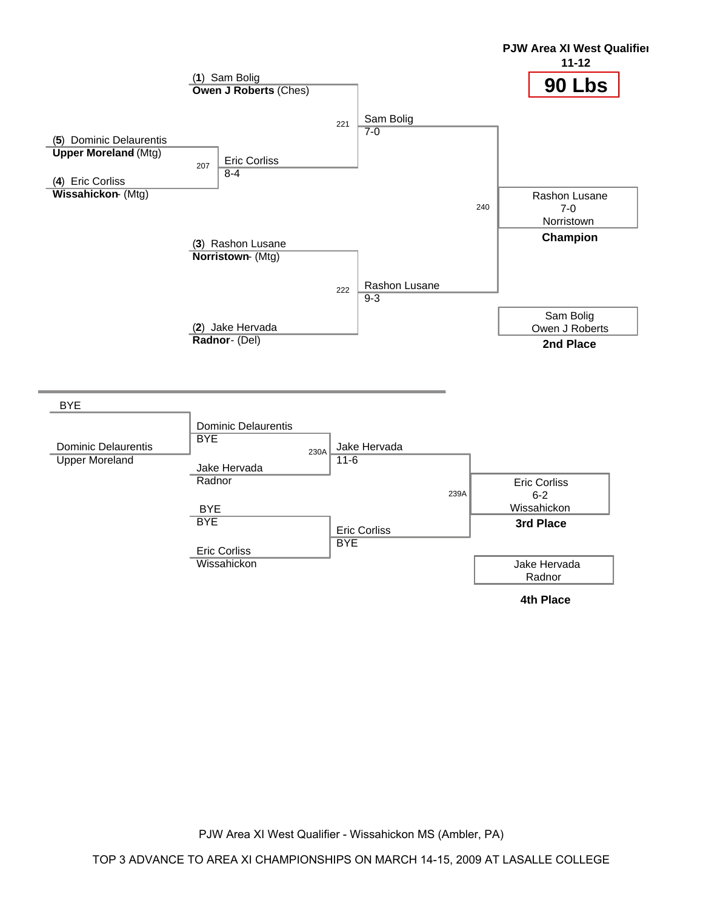**PJW Area XI West Qualifier**

**11-12**

# 90 Lbs

## Championship Bracket

(**1**) Sam Bolig
**Owen J Roberts** (Ches)

(**5**) Dominic Delaurentis
**Upper Moreland** (Mtg)

(**4**) Eric Corliss
**Wissahickon** - (Mtg)

207 — Eric Corliss 8-4

221 — Sam Bolig 7-0

(**3**) Rashon Lusane
**Norristown** - (Mtg)

(**2**) Jake Hervada
**Radnor** - (Del)

222 — Rashon Lusane 9-3

240 — Rashon Lusane 7-0 Norristown — **Champion**

Sam Bolig, Owen J Roberts — **2nd Place**

## Consolation Bracket

BYE

Dominic Delaurentis
Upper Moreland

Dominic Delaurentis — BYE

Jake Hervada
Radnor

230A — Jake Hervada 11-6

BYE
BYE

Eric Corliss
Wissahickon

Eric Corliss — BYE

239A — Eric Corliss 6-2 Wissahickon — **3rd Place**

Jake Hervada, Radnor — **4th Place**

PJW Area XI West Qualifier - Wissahickon MS (Ambler, PA)

TOP 3 ADVANCE TO AREA XI CHAMPIONSHIPS ON MARCH 14-15, 2009 AT LASALLE COLLEGE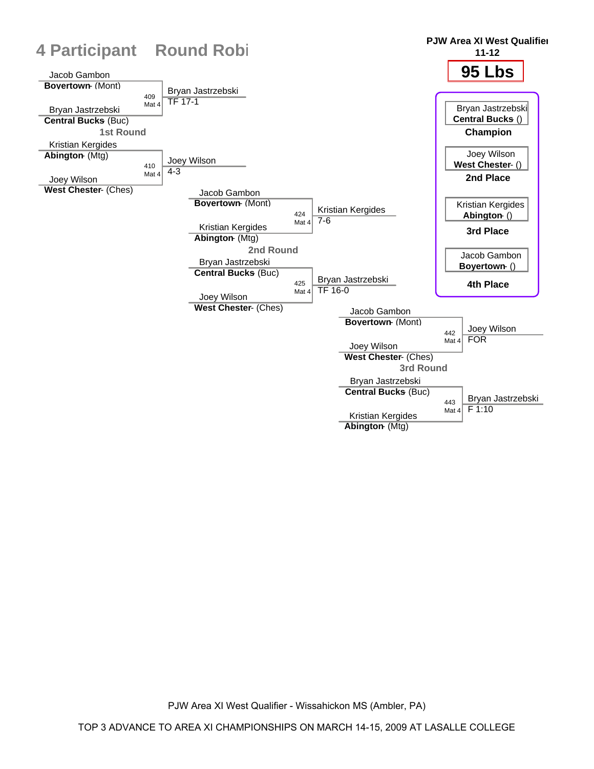# 4 Participant Round Robi

**PJW Area XI West Qualifier**
**11-12**

## 95 Lbs

### 1st Round

| Match | Mat | Wrestler 1 | Wrestler 2 | Winner | Result |
|---|---|---|---|---|---|
| 409 | Mat 4 | Jacob Gambon **Boyertown** (Mont) | Bryan Jastrzebski **Central Bucks** (Buc) | Bryan Jastrzebski | TF 17-1 |
| 410 | Mat 4 | Kristian Kergides **Abington** (Mtg) | Joey Wilson **West Chester** (Ches) | Joey Wilson | 4-3 |

### 2nd Round

| Match | Mat | Wrestler 1 | Wrestler 2 | Winner | Result |
|---|---|---|---|---|---|
| 424 | Mat 4 | Jacob Gambon **Boyertown** (Mont) | Kristian Kergides **Abington** (Mtg) | Kristian Kergides | 7-6 |
| 425 | Mat 4 | Bryan Jastrzebski **Central Bucks** (Buc) | Joey Wilson **West Chester** (Ches) | Bryan Jastrzebski | TF 16-0 |

### 3rd Round

| Match | Mat | Wrestler 1 | Wrestler 2 | Winner | Result |
|---|---|---|---|---|---|
| 442 | Mat 4 | Jacob Gambon **Boyertown** (Mont) | Joey Wilson **West Chester** (Ches) | Joey Wilson | FOR |
| 443 | Mat 4 | Bryan Jastrzebski **Central Bucks** (Buc) | Kristian Kergides **Abington** (Mtg) | Bryan Jastrzebski | F 1:10 |

### Results

| Place | Wrestler |
|---|---|
| Champion | Bryan Jastrzebski **Central Bucks** () |
| 2nd Place | Joey Wilson **West Chester** () |
| 3rd Place | Kristian Kergides **Abington** () |
| 4th Place | Jacob Gambon **Boyertown** () |

PJW Area XI West Qualifier - Wissahickon MS (Ambler, PA)

TOP 3 ADVANCE TO AREA XI CHAMPIONSHIPS ON MARCH 14-15, 2009 AT LASALLE COLLEGE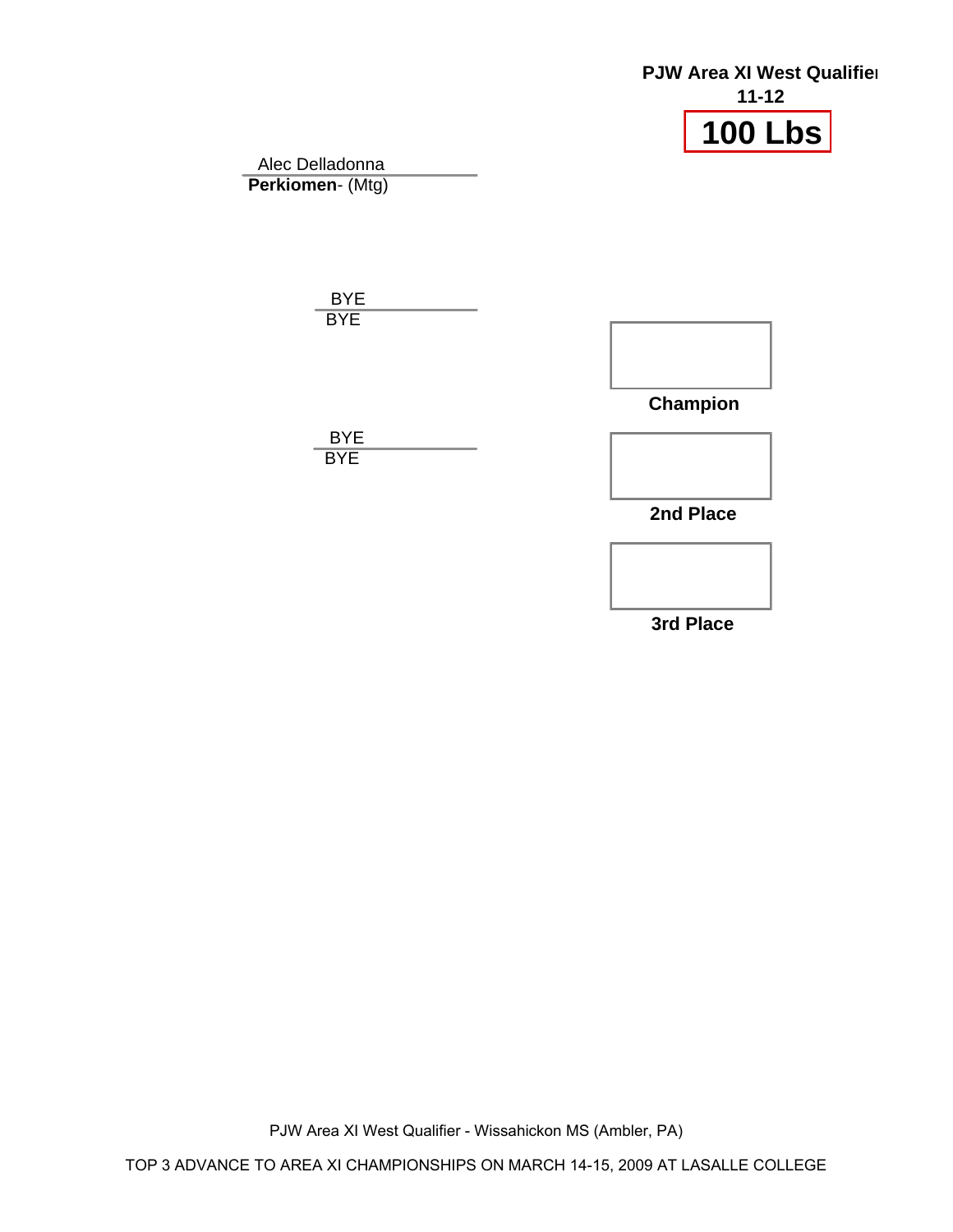**PJW Area XI West Qualifier**

**11-12**

# 100 Lbs

Alec Delladonna
**Perkiomen**- (Mtg)

BYE
BYE

BYE
BYE

**Champion**

**2nd Place**

**3rd Place**

PJW Area XI West Qualifier - Wissahickon MS (Ambler, PA)

TOP 3 ADVANCE TO AREA XI CHAMPIONSHIPS ON MARCH 14-15, 2009 AT LASALLE COLLEGE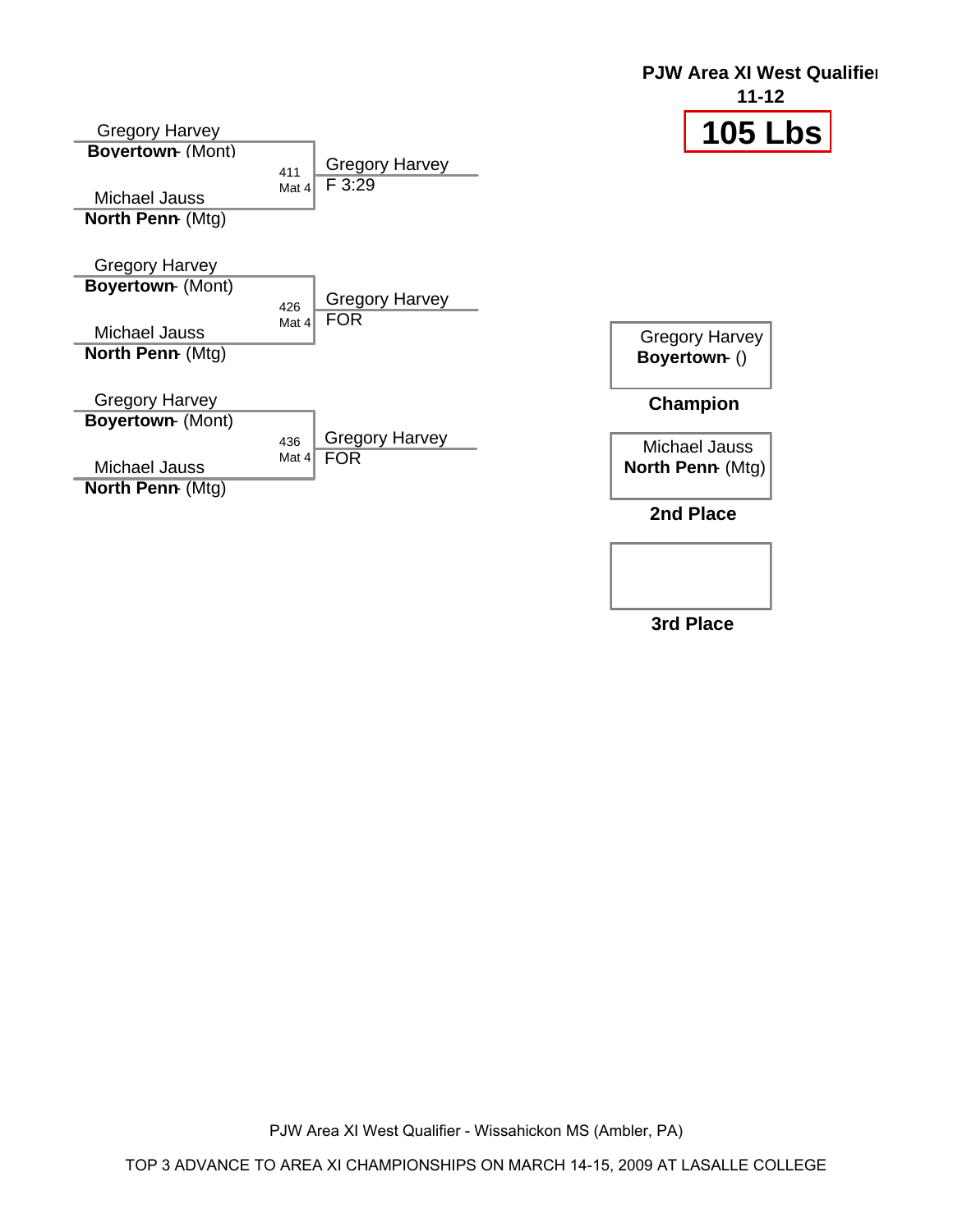**PJW Area XI West Qualifier**
**11-12**

# 105 Lbs

Gregory Harvey
**Boyertown** - (Mont)

411
Mat 4

Michael Jauss
**North Penn** - (Mtg)

Gregory Harvey
F 3:29

Gregory Harvey
**Boyertown** - (Mont)

426
Mat 4

Michael Jauss
**North Penn** - (Mtg)

Gregory Harvey
FOR

Gregory Harvey
**Boyertown** - (Mont)

436
Mat 4

Michael Jauss
**North Penn** - (Mtg)

Gregory Harvey
FOR

Gregory Harvey
**Boyertown** - ()

**Champion**

Michael Jauss
**North Penn** - (Mtg)

**2nd Place**

**3rd Place**

PJW Area XI West Qualifier - Wissahickon MS (Ambler, PA)

TOP 3 ADVANCE TO AREA XI CHAMPIONSHIPS ON MARCH 14-15, 2009 AT LASALLE COLLEGE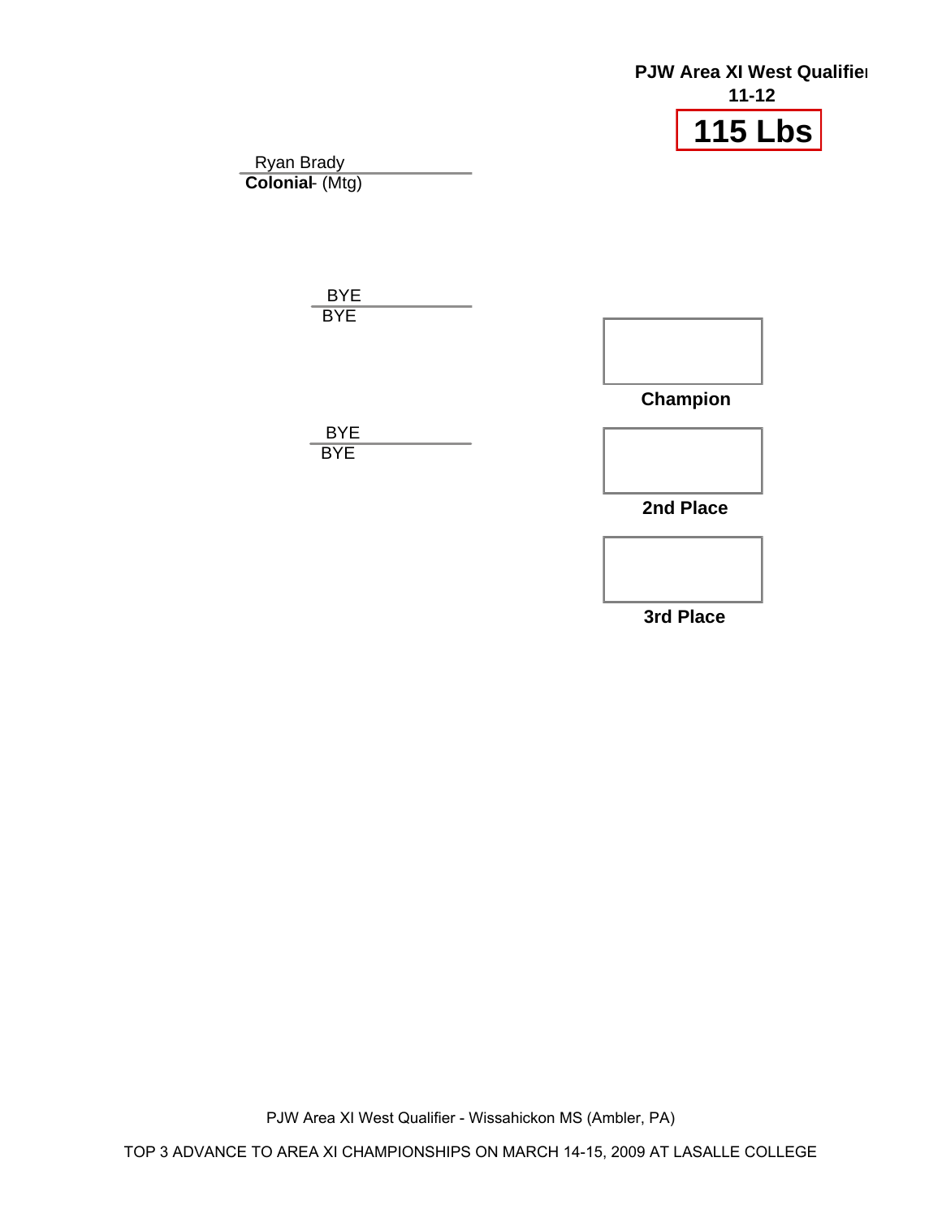**PJW Area XI West Qualifier**

**11-12**

# 115 Lbs

Ryan Brady
**Colonial** - (Mtg)

BYE
BYE

BYE
BYE

**Champion**

**2nd Place**

**3rd Place**

PJW Area XI West Qualifier - Wissahickon MS (Ambler, PA)

TOP 3 ADVANCE TO AREA XI CHAMPIONSHIPS ON MARCH 14-15, 2009 AT LASALLE COLLEGE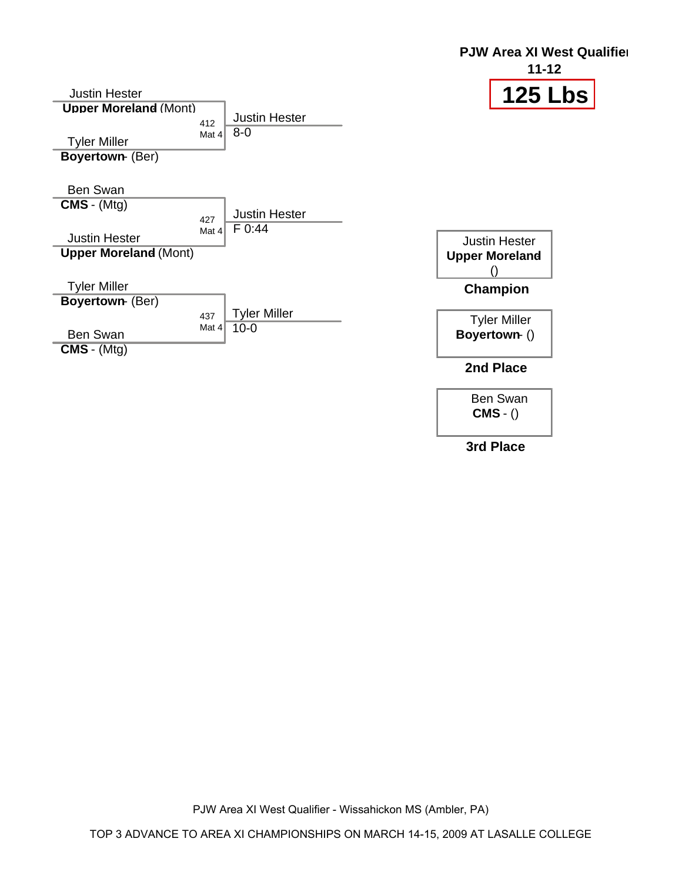**PJW Area XI West Qualifier**
**11-12**

# 125 Lbs

Justin Hester
**Upper Moreland** (Mont)
412
Mat 4
Justin Hester
8-0
Tyler Miller
**Boyertown** - (Ber)

Ben Swan
**CMS** - (Mtg)
427
Mat 4
Justin Hester
F 0:44
Justin Hester
**Upper Moreland** (Mont)

Tyler Miller
**Boyertown** - (Ber)
437
Mat 4
Tyler Miller
10-0
Ben Swan
**CMS** - (Mtg)

Justin Hester
**Upper Moreland**
()
**Champion**

Tyler Miller
**Boyertown** - ()
**2nd Place**

Ben Swan
**CMS** - ()
**3rd Place**

PJW Area XI West Qualifier - Wissahickon MS (Ambler, PA)

TOP 3 ADVANCE TO AREA XI CHAMPIONSHIPS ON MARCH 14-15, 2009 AT LASALLE COLLEGE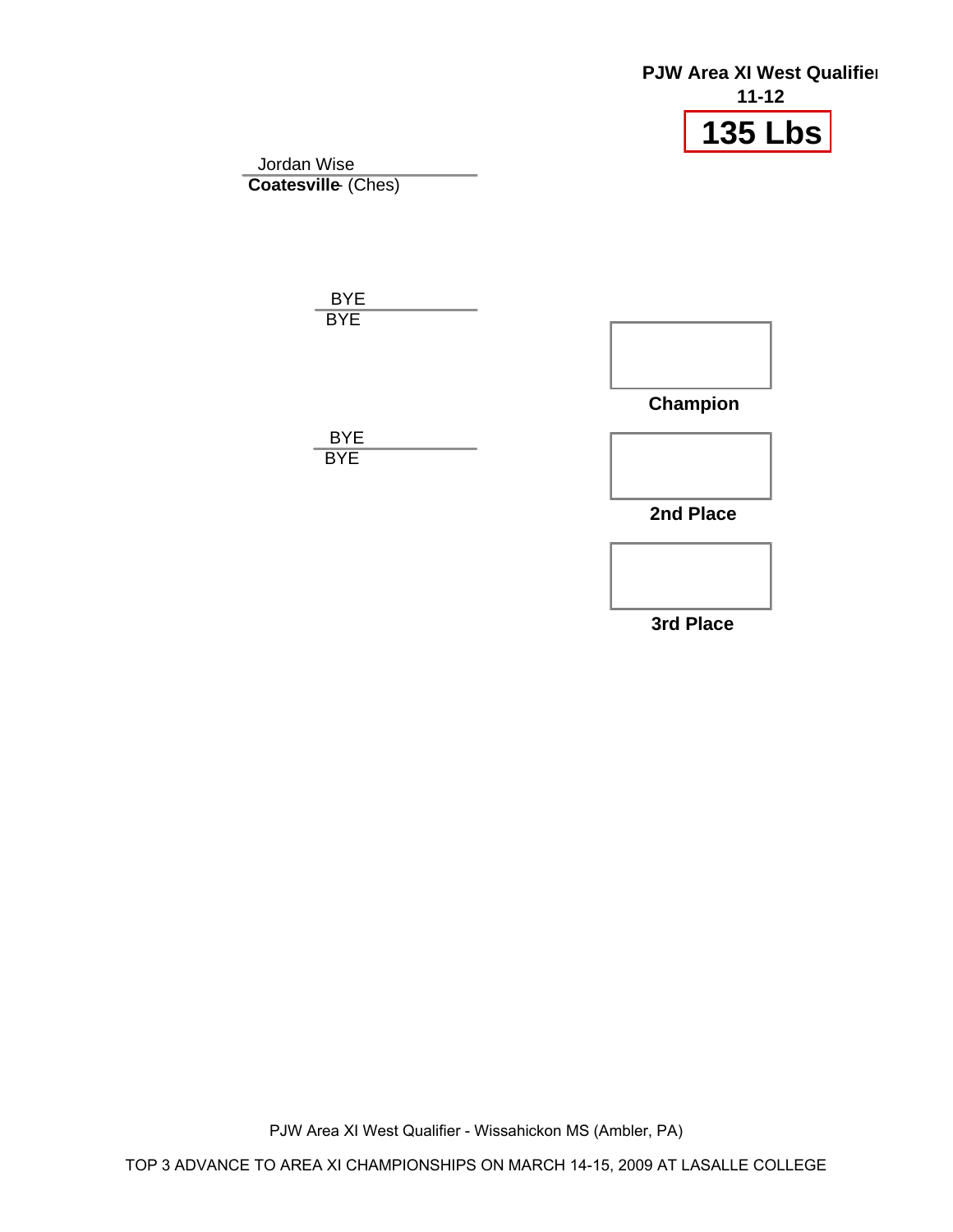**PJW Area XI West Qualifier**

**11-12**

# 135 Lbs

Jordan Wise
**Coatesville** (Ches)

BYE
BYE

BYE
BYE

**Champion**

**2nd Place**

**3rd Place**

PJW Area XI West Qualifier - Wissahickon MS (Ambler, PA)

TOP 3 ADVANCE TO AREA XI CHAMPIONSHIPS ON MARCH 14-15, 2009 AT LASALLE COLLEGE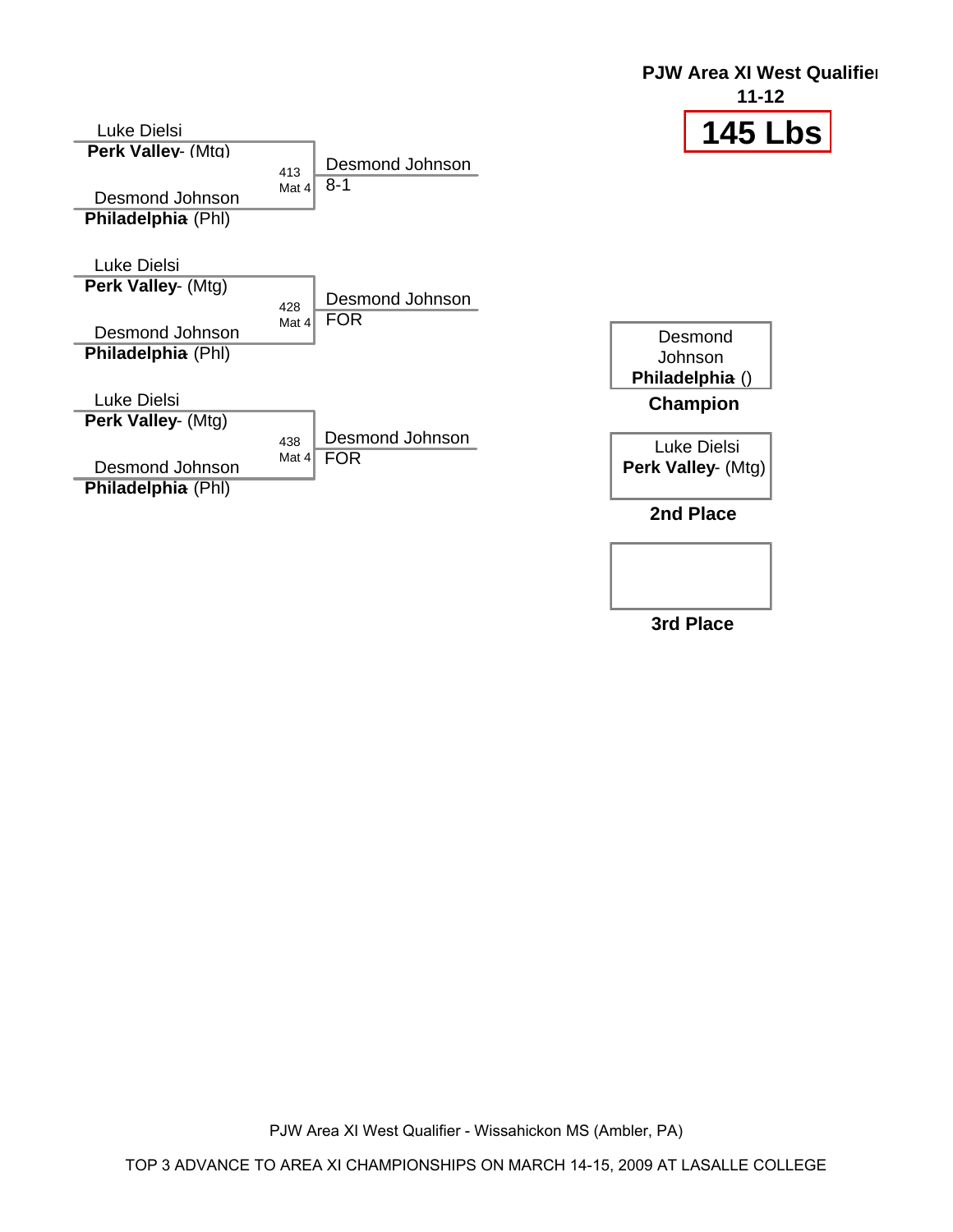**PJW Area XI West Qualifier**

**11-12**

# 145 Lbs

Luke Dielsi
**Perk Valley**- (Mtg)

413
Mat 4

Desmond Johnson
**Philadelphia** (Phl)

Desmond Johnson
8-1

Luke Dielsi
**Perk Valley**- (Mtg)

428
Mat 4

Desmond Johnson
**Philadelphia** (Phl)

Desmond Johnson
FOR

Luke Dielsi
**Perk Valley**- (Mtg)

438
Mat 4

Desmond Johnson
**Philadelphia** (Phl)

Desmond Johnson
FOR

Desmond Johnson
**Philadelphia** ()

**Champion**

Luke Dielsi
**Perk Valley**- (Mtg)

**2nd Place**

**3rd Place**

PJW Area XI West Qualifier - Wissahickon MS (Ambler, PA)

TOP 3 ADVANCE TO AREA XI CHAMPIONSHIPS ON MARCH 14-15, 2009 AT LASALLE COLLEGE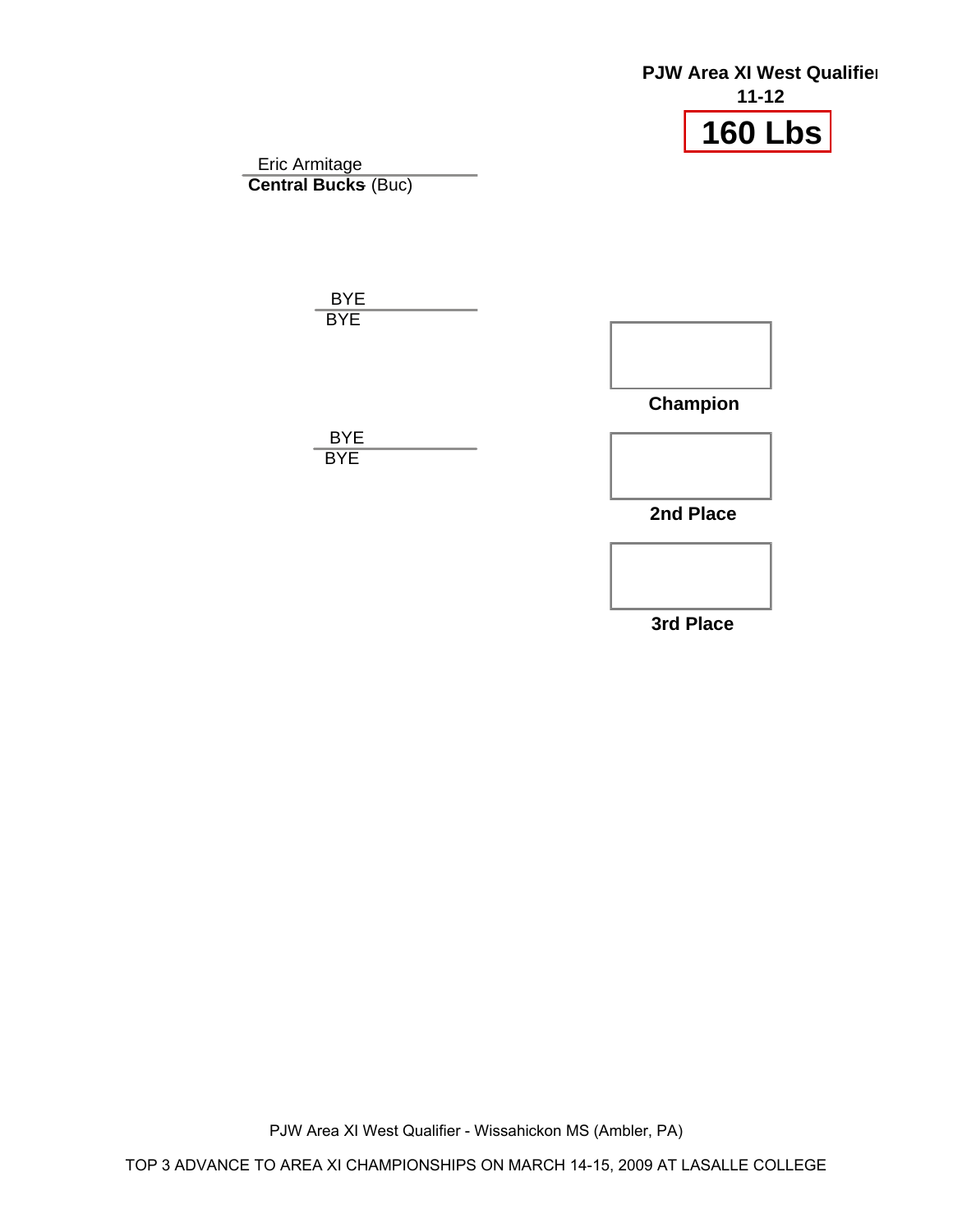**PJW Area XI West Qualifier**

**11-12**

# 160 Lbs

Eric Armitage
**Central Bucks** (Buc)

BYE
BYE

BYE
BYE

**Champion**

**2nd Place**

**3rd Place**

PJW Area XI West Qualifier - Wissahickon MS (Ambler, PA)

TOP 3 ADVANCE TO AREA XI CHAMPIONSHIPS ON MARCH 14-15, 2009 AT LASALLE COLLEGE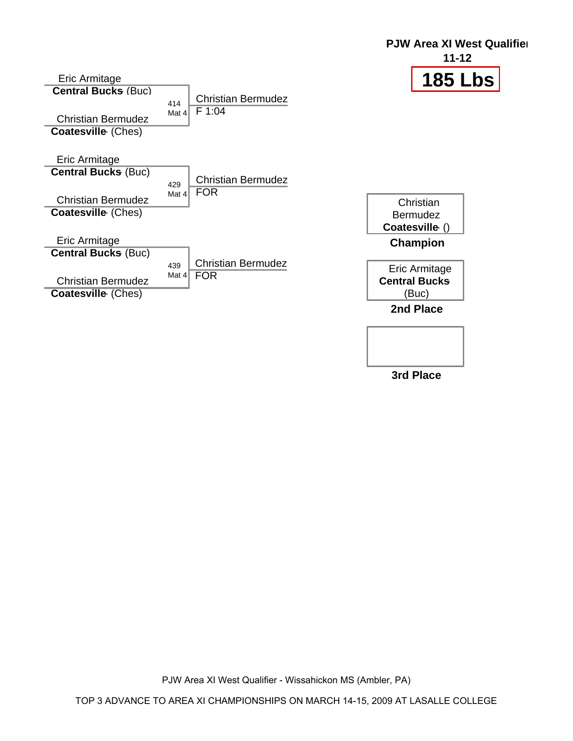**PJW Area XI West Qualifier**

**11-12**

# 185 Lbs

Eric Armitage
**Central Bucks** (Buc)

414
Mat 4

Christian Bermudez
**Coatesville** (Ches)

Christian Bermudez
F 1:04

Eric Armitage
**Central Bucks** (Buc)

429
Mat 4

Christian Bermudez
**Coatesville** (Ches)

Christian Bermudez
FOR

Eric Armitage
**Central Bucks** (Buc)

439
Mat 4

Christian Bermudez
**Coatesville** (Ches)

Christian Bermudez
FOR

Christian Bermudez
**Coatesville** ()

**Champion**

Eric Armitage
**Central Bucks** (Buc)

**2nd Place**

**3rd Place**

PJW Area XI West Qualifier - Wissahickon MS (Ambler, PA)

TOP 3 ADVANCE TO AREA XI CHAMPIONSHIPS ON MARCH 14-15, 2009 AT LASALLE COLLEGE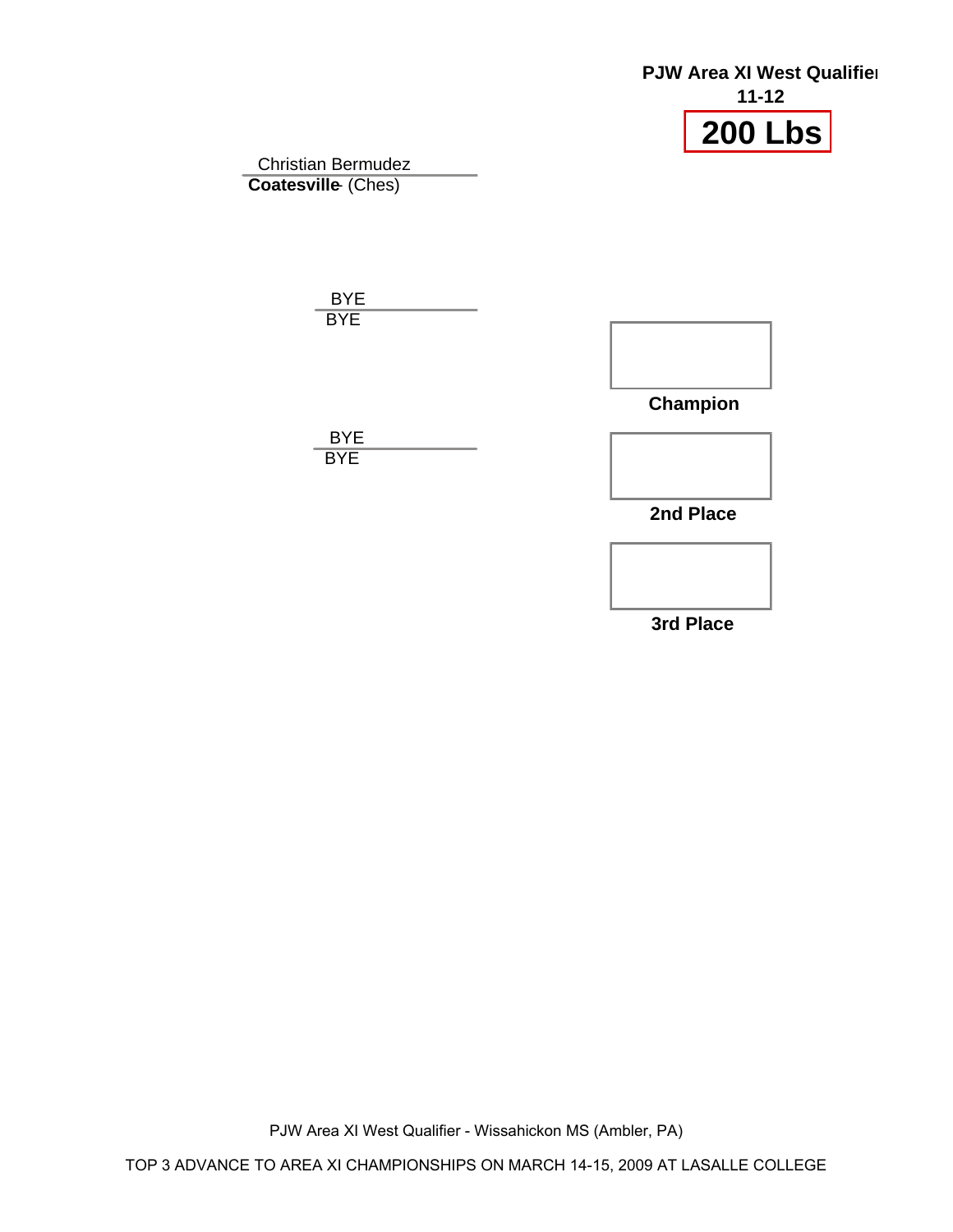**PJW Area XI West Qualifier**

**11-12**

# 200 Lbs

Christian Bermudez
**Coatesville** (Ches)

BYE
BYE

BYE
BYE

**Champion**

**2nd Place**

**3rd Place**

PJW Area XI West Qualifier - Wissahickon MS (Ambler, PA)

TOP 3 ADVANCE TO AREA XI CHAMPIONSHIPS ON MARCH 14-15, 2009 AT LASALLE COLLEGE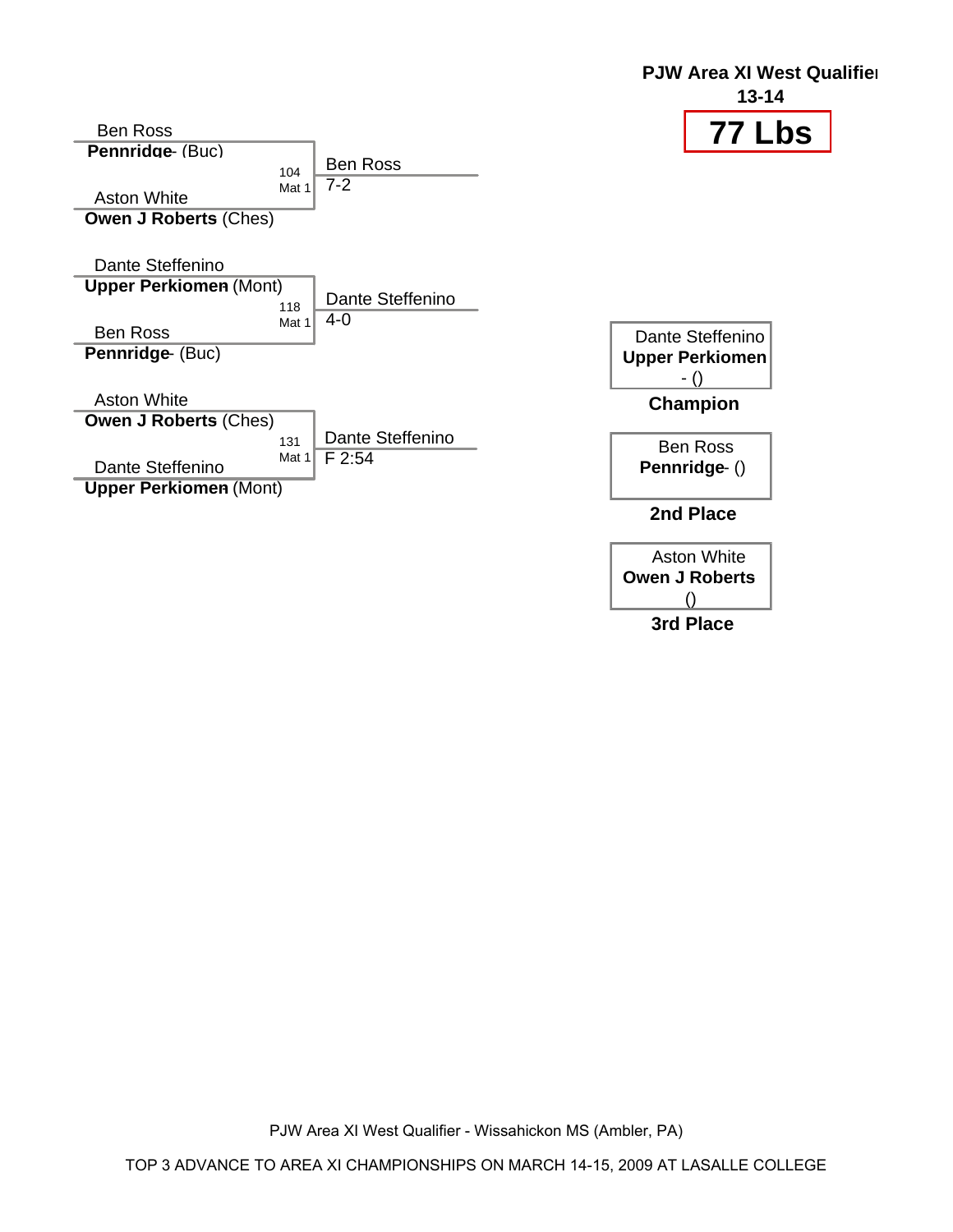# PJW Area XI West Qualifier

**13-14**

## 77 Lbs

Ben Ross
**Pennridge** - (Buc)

104
Mat 1

Aston White
**Owen J Roberts** (Ches)

Ben Ross
7-2

Dante Steffenino
**Upper Perkiomen** (Mont)

118
Mat 1

Ben Ross
**Pennridge** - (Buc)

Dante Steffenino
4-0

Aston White
**Owen J Roberts** (Ches)

131
Mat 1

Dante Steffenino
**Upper Perkiomen** (Mont)

Dante Steffenino
F 2:54

| Place | Wrestler |
| --- | --- |
| **Champion** | Dante Steffenino **Upper Perkiomen** - () |
| **2nd Place** | Ben Ross **Pennridge** - () |
| **3rd Place** | Aston White **Owen J Roberts** () |

PJW Area XI West Qualifier - Wissahickon MS (Ambler, PA)

TOP 3 ADVANCE TO AREA XI CHAMPIONSHIPS ON MARCH 14-15, 2009 AT LASALLE COLLEGE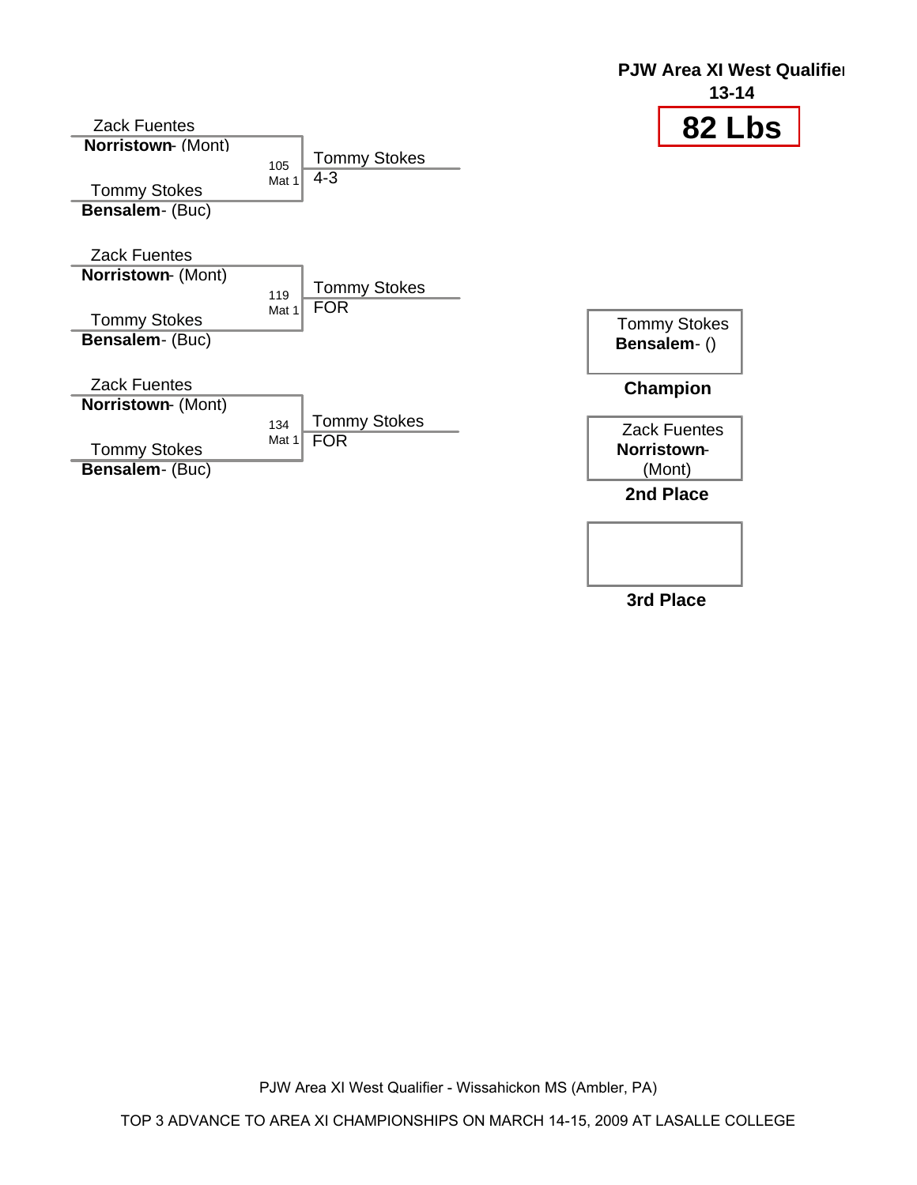**PJW Area XI West Qualifier**

**13-14**

# 82 Lbs

| Wrestler | Bout | Winner |
|---|---|---|
| Zack Fuentes **Norristown**- (Mont) | 105 Mat 1 | Tommy Stokes 4-3 |
| Tommy Stokes **Bensalem**- (Buc) | | |

| Wrestler | Bout | Winner |
|---|---|---|
| Zack Fuentes **Norristown**- (Mont) | 119 Mat 1 | Tommy Stokes FOR |
| Tommy Stokes **Bensalem**- (Buc) | | |

| Wrestler | Bout | Winner |
|---|---|---|
| Zack Fuentes **Norristown**- (Mont) | 134 Mat 1 | Tommy Stokes FOR |
| Tommy Stokes **Bensalem**- (Buc) | | |

Tommy Stokes
**Bensalem**- ()

**Champion**

Zack Fuentes
**Norristown**- (Mont)

**2nd Place**

**3rd Place**

PJW Area XI West Qualifier - Wissahickon MS (Ambler, PA)

TOP 3 ADVANCE TO AREA XI CHAMPIONSHIPS ON MARCH 14-15, 2009 AT LASALLE COLLEGE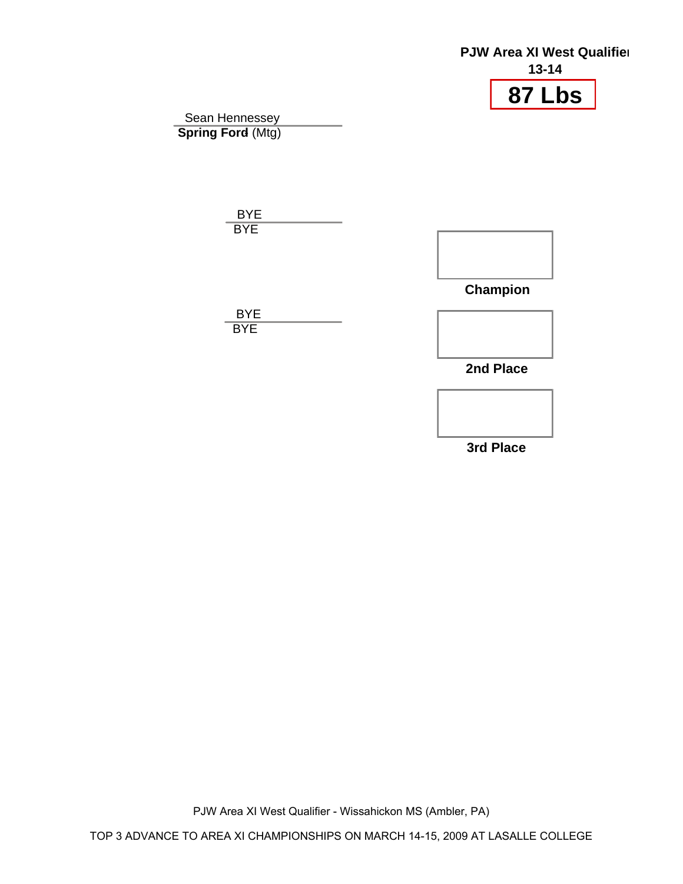**PJW Area XI West Qualifier**

**13-14**

# 87 Lbs

Sean Hennessey
**Spring Ford** (Mtg)

BYE
BYE

BYE
BYE

**Champion**

**2nd Place**

**3rd Place**

PJW Area XI West Qualifier - Wissahickon MS (Ambler, PA)

TOP 3 ADVANCE TO AREA XI CHAMPIONSHIPS ON MARCH 14-15, 2009 AT LASALLE COLLEGE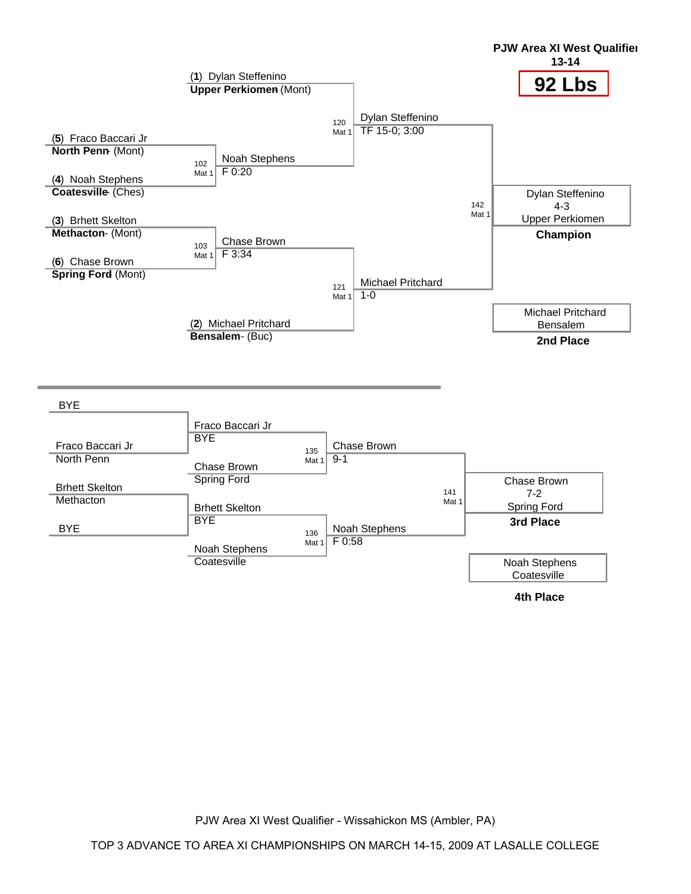**PJW Area XI West Qualifier**
**13-14**

# 92 Lbs

## Championship Bracket

(1) Dylan Steffenino
**Upper Perkiomen** (Mont)

(5) Fraco Baccari Jr
**North Penn**- (Mont)

(4) Noah Stephens
**Coatesville**- (Ches)

(3) Brhett Skelton
**Methacton**- (Mont)

(6) Chase Brown
**Spring Ford** (Mont)

(2) Michael Pritchard
**Bensalem**- (Buc)

Bout 102, Mat 1: Noah Stephens — F 0:20

Bout 103, Mat 1: Chase Brown — F 3:34

Bout 120, Mat 1: Dylan Steffenino — TF 15-0; 3:00

Bout 121, Mat 1: Michael Pritchard — 1-0

Bout 142, Mat 1: Dylan Steffenino — 4-3 — Upper Perkiomen

**Champion**: Dylan Steffenino, 4-3, Upper Perkiomen

**2nd Place**: Michael Pritchard, Bensalem

## Consolation Bracket

BYE

Fraco Baccari Jr
North Penn

Brhett Skelton
Methacton

BYE

Fraco Baccari Jr — BYE

Chase Brown — Spring Ford

Brhett Skelton — BYE

Noah Stephens — Coatesville

Bout 135, Mat 1: Chase Brown — 9-1

Bout 136, Mat 1: Noah Stephens — F 0:58

Bout 141, Mat 1: Chase Brown — 7-2 — Spring Ford

**3rd Place**: Chase Brown, 7-2, Spring Ford

**4th Place**: Noah Stephens, Coatesville

PJW Area XI West Qualifier - Wissahickon MS (Ambler, PA)

TOP 3 ADVANCE TO AREA XI CHAMPIONSHIPS ON MARCH 14-15, 2009 AT LASALLE COLLEGE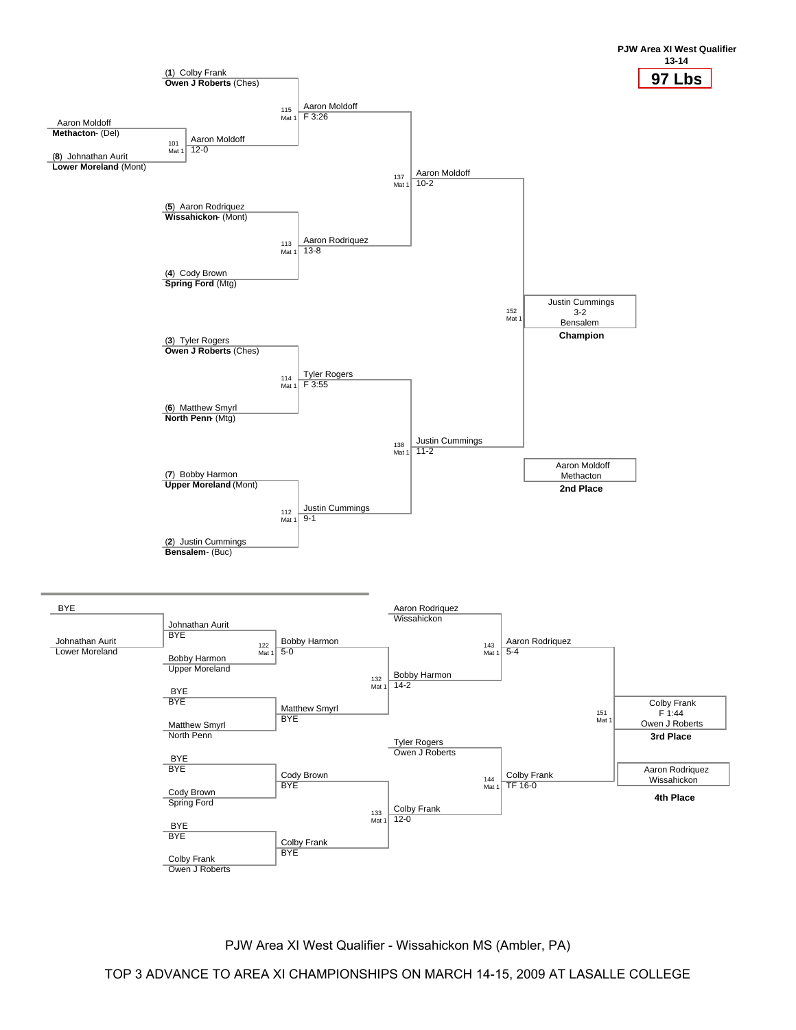**PJW Area XI West Qualifier**
**13-14**

# 97 Lbs

## Championship Bracket

**First Round**

- (1) Colby Frank, **Owen J Roberts** (Ches)
- Aaron Moldoff, **Methacton**- (Del) vs. (8) Johnathan Aurit, **Lower Moreland** (Mont) — Bout 101, Mat 1: Aaron Moldoff 12-0
- (5) Aaron Rodriguez, **Wissahickon**- (Mont) vs. (4) Cody Brown, **Spring Ford** (Mtg) — Bout 113, Mat 1: Aaron Rodriguez 13-8
- (3) Tyler Rogers, **Owen J Roberts** (Ches) vs. (6) Matthew Smyrl, **North Penn**- (Mtg) — Bout 114, Mat 1: Tyler Rogers F 3:55
- (7) Bobby Harmon, **Upper Moreland** (Mont) vs. (2) Justin Cummings, **Bensalem**- (Buc) — Bout 112, Mat 1: Justin Cummings 9-1

**Quarterfinals**

- Bout 115, Mat 1: Aaron Moldoff F 3:26

**Semifinals**

- Bout 137, Mat 1: Aaron Moldoff 10-2
- Bout 138, Mat 1: Justin Cummings 11-2

**Final**

- Bout 152, Mat 1: Justin Cummings 3-2, Bensalem — **Champion**
- Aaron Moldoff, Methacton — **2nd Place**

## Consolation Bracket

- BYE vs. Johnathan Aurit, Lower Moreland — Johnathan Aurit, BYE
- Johnathan Aurit vs. Bobby Harmon, Upper Moreland — Bout 122, Mat 1: Bobby Harmon 5-0
- BYE vs. Matthew Smyrl, North Penn — Matthew Smyrl, BYE
- BYE vs. Cody Brown, Spring Ford — Cody Brown, BYE
- BYE vs. Colby Frank, Owen J Roberts — Colby Frank, BYE
- Bout 132, Mat 1: Bobby Harmon 14-2
- Bout 133, Mat 1: Colby Frank 12-0
- Aaron Rodriguez, Wissahickon vs. Bobby Harmon — Bout 143, Mat 1: Aaron Rodriguez 5-4
- Tyler Rogers, Owen J Roberts vs. Colby Frank — Bout 144, Mat 1: Colby Frank TF 16-0
- Bout 151, Mat 1: Colby Frank F 1:44, Owen J Roberts — **3rd Place**
- Aaron Rodriguez, Wissahickon — **4th Place**

PJW Area XI West Qualifier - Wissahickon MS (Ambler, PA)

TOP 3 ADVANCE TO AREA XI CHAMPIONSHIPS ON MARCH 14-15, 2009 AT LASALLE COLLEGE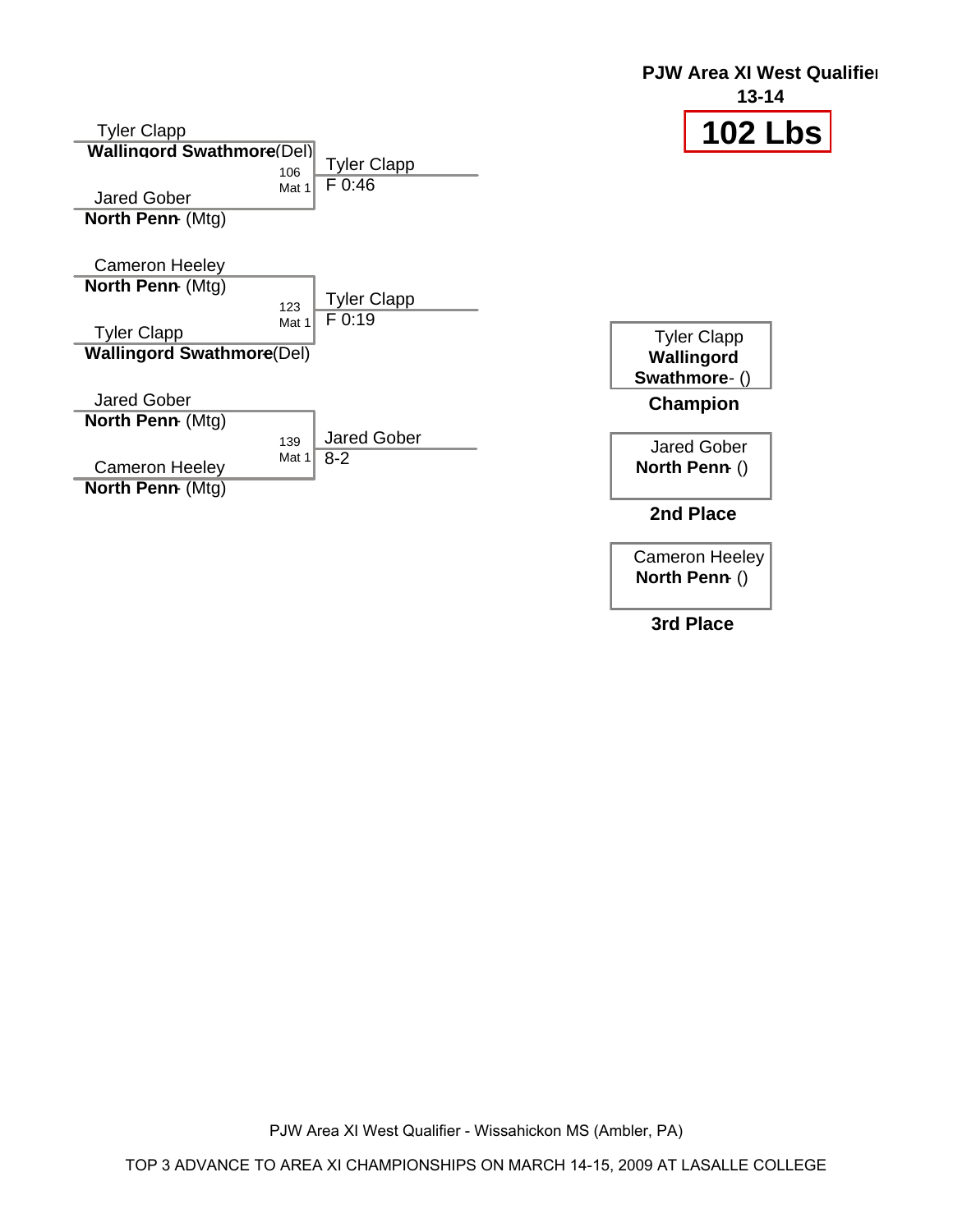**PJW Area XI West Qualifier**
**13-14**

# 102 Lbs

| Bout | Wrestler 1 | Wrestler 2 | Winner | Result |
|---|---|---|---|---|
| 106 (Mat 1) | Tyler Clapp, **Wallingord Swathmore** (Del) | Jared Gober, **North Penn** (Mtg) | Tyler Clapp | F 0:46 |
| 123 (Mat 1) | Cameron Heeley, **North Penn** (Mtg) | Tyler Clapp, **Wallingord Swathmore** (Del) | Tyler Clapp | F 0:19 |
| 139 (Mat 1) | Jared Gober, **North Penn** (Mtg) | Cameron Heeley, **North Penn** (Mtg) | Jared Gober | 8-2 |

| Place | Wrestler |
|---|---|
| **Champion** | Tyler Clapp, **Wallingord Swathmore** - () |
| **2nd Place** | Jared Gober, **North Penn** - () |
| **3rd Place** | Cameron Heeley, **North Penn** - () |

PJW Area XI West Qualifier - Wissahickon MS (Ambler, PA)

TOP 3 ADVANCE TO AREA XI CHAMPIONSHIPS ON MARCH 14-15, 2009 AT LASALLE COLLEGE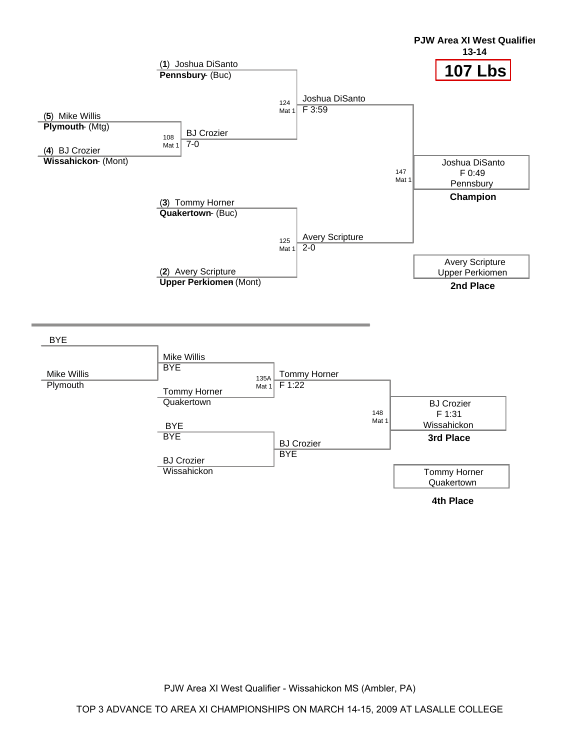**PJW Area XI West Qualifier**
**13-14**

# 107 Lbs

## Championship Bracket

(**1**) Joshua DiSanto
**Pennsbury** - (Buc)

(**5**) Mike Willis
**Plymouth** - (Mtg)

(**4**) BJ Crozier
**Wissahickon** - (Mont)

108 Mat 1 — BJ Crozier 7-0

124 Mat 1 — Joshua DiSanto F 3:59

(**3**) Tommy Horner
**Quakertown** - (Buc)

(**2**) Avery Scripture
**Upper Perkiomen** (Mont)

125 Mat 1 — Avery Scripture 2-0

147 Mat 1 — Joshua DiSanto F 0:49 Pennsbury

**Champion**

Avery Scripture
Upper Perkiomen

**2nd Place**

## Consolation Bracket

BYE

Mike Willis
Plymouth

Mike Willis BYE

Tommy Horner
Quakertown

135A Mat 1 — Tommy Horner F 1:22

BYE BYE

BJ Crozier
Wissahickon

BJ Crozier BYE

148 Mat 1 — BJ Crozier F 1:31 Wissahickon

**3rd Place**

Tommy Horner
Quakertown

**4th Place**

PJW Area XI West Qualifier - Wissahickon MS (Ambler, PA)

TOP 3 ADVANCE TO AREA XI CHAMPIONSHIPS ON MARCH 14-15, 2009 AT LASALLE COLLEGE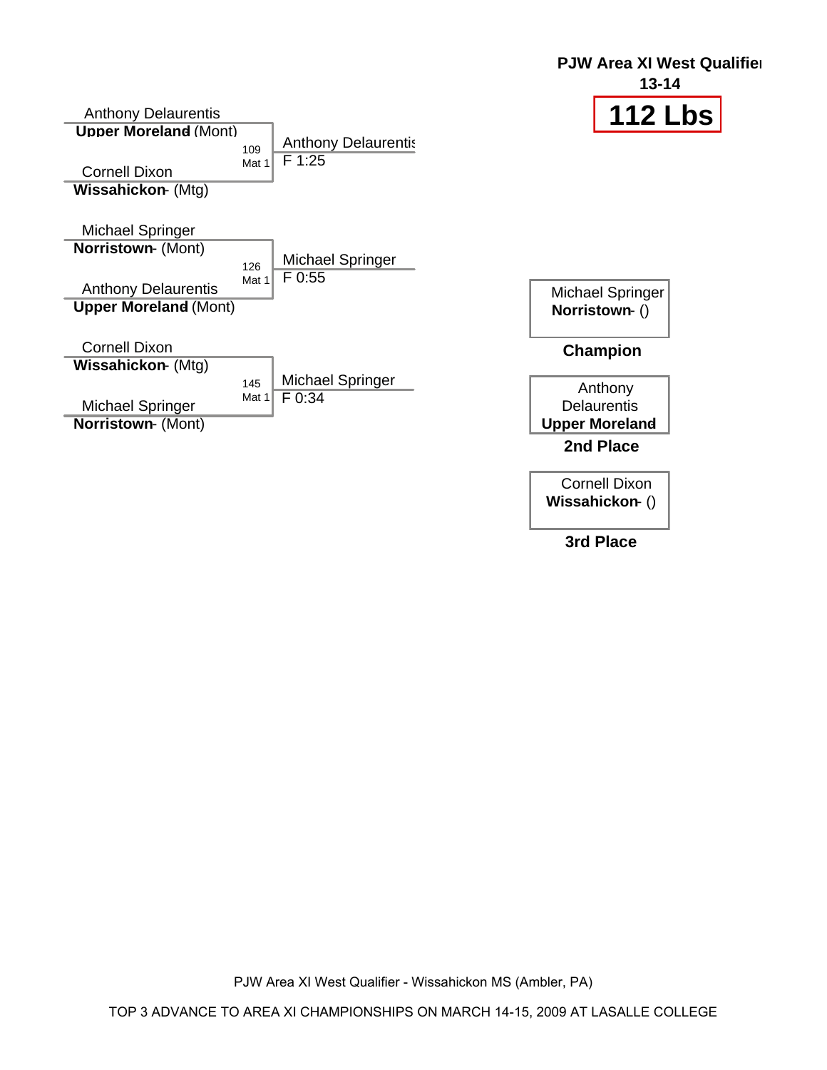**PJW Area XI West Qualifier**

**13-14**

# 112 Lbs

| Wrestler 1 | Wrestler 2 | Bout | Winner | Result |
|---|---|---|---|---|
| Anthony Delaurentis, **Upper Moreland** (Mont) | Cornell Dixon, **Wissahickon** - (Mtg) | 109, Mat 1 | Anthony Delaurentis | F 1:25 |
| Michael Springer, **Norristown** - (Mont) | Anthony Delaurentis, **Upper Moreland** (Mont) | 126, Mat 1 | Michael Springer | F 0:55 |
| Cornell Dixon, **Wissahickon** - (Mtg) | Michael Springer, **Norristown** - (Mont) | 145, Mat 1 | Michael Springer | F 0:34 |

Michael Springer
**Norristown** - ()

**Champion**

Anthony Delaurentis
**Upper Moreland**

**2nd Place**

Cornell Dixon
**Wissahickon** - ()

**3rd Place**

PJW Area XI West Qualifier - Wissahickon MS (Ambler, PA)

TOP 3 ADVANCE TO AREA XI CHAMPIONSHIPS ON MARCH 14-15, 2009 AT LASALLE COLLEGE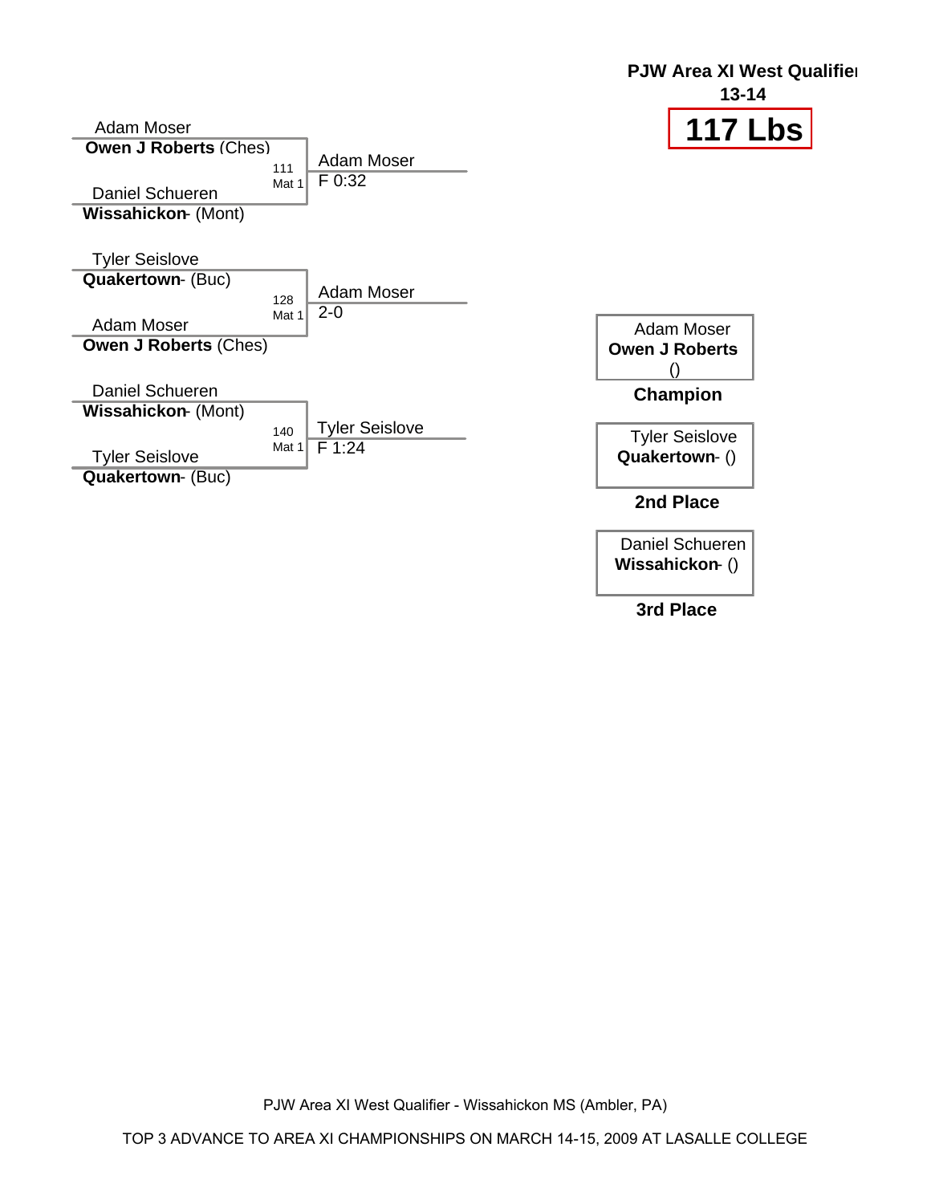**PJW Area XI West Qualifier**
**13-14**

# 117 Lbs

Adam Moser
**Owen J Roberts** (Ches)

111
Mat 1

Daniel Schueren
**Wissahickon**- (Mont)

Adam Moser
F 0:32

Tyler Seislove
**Quakertown**- (Buc)

128
Mat 1

Adam Moser
**Owen J Roberts** (Ches)

Adam Moser
2-0

Daniel Schueren
**Wissahickon**- (Mont)

140
Mat 1

Tyler Seislove
**Quakertown**- (Buc)

Tyler Seislove
F 1:24

Adam Moser
**Owen J Roberts**
()

**Champion**

Tyler Seislove
**Quakertown**- ()

**2nd Place**

Daniel Schueren
**Wissahickon**- ()

**3rd Place**

PJW Area XI West Qualifier - Wissahickon MS (Ambler, PA)

TOP 3 ADVANCE TO AREA XI CHAMPIONSHIPS ON MARCH 14-15, 2009 AT LASALLE COLLEGE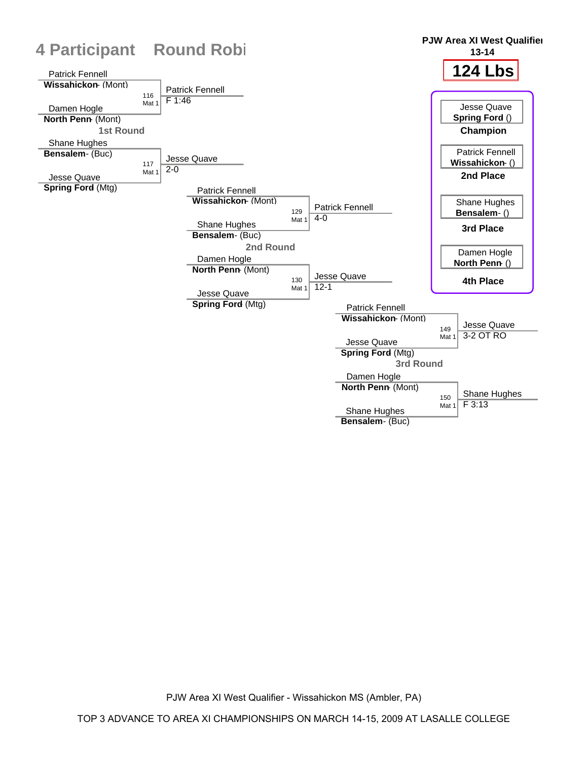# 4 Participant Round Robi

**PJW Area XI West Qualifier**
**13-14**

# 124 Lbs

## 1st Round

| Match | Wrestler 1 | Wrestler 2 | Winner | Result |
|---|---|---|---|---|
| 116 Mat 1 | Patrick Fennell **Wissahickon**- (Mont) | Damen Hogle **North Penn**- (Mont) | Patrick Fennell | F 1:46 |
| 117 Mat 1 | Shane Hughes **Bensalem**- (Buc) | Jesse Quave **Spring Ford** (Mtg) | Jesse Quave | 2-0 |

## 2nd Round

| Match | Wrestler 1 | Wrestler 2 | Winner | Result |
|---|---|---|---|---|
| 129 Mat 1 | Patrick Fennell **Wissahickon**- (Mont) | Shane Hughes **Bensalem**- (Buc) | Patrick Fennell | 4-0 |
| 130 Mat 1 | Damen Hogle **North Penn**- (Mont) | Jesse Quave **Spring Ford** (Mtg) | Jesse Quave | 12-1 |

## 3rd Round

| Match | Wrestler 1 | Wrestler 2 | Winner | Result |
|---|---|---|---|---|
| 149 Mat 1 | Patrick Fennell **Wissahickon**- (Mont) | Jesse Quave **Spring Ford** (Mtg) | Jesse Quave | 3-2 OT RO |
| 150 Mat 1 | Damen Hogle **North Penn**- (Mont) | Shane Hughes **Bensalem**- (Buc) | Shane Hughes | F 3:13 |

## Placings

| Place | Wrestler |
|---|---|
| **Champion** | Jesse Quave **Spring Ford** () |
| **2nd Place** | Patrick Fennell **Wissahickon**- () |
| **3rd Place** | Shane Hughes **Bensalem**- () |
| **4th Place** | Damen Hogle **North Penn**- () |

PJW Area XI West Qualifier - Wissahickon MS (Ambler, PA)

TOP 3 ADVANCE TO AREA XI CHAMPIONSHIPS ON MARCH 14-15, 2009 AT LASALLE COLLEGE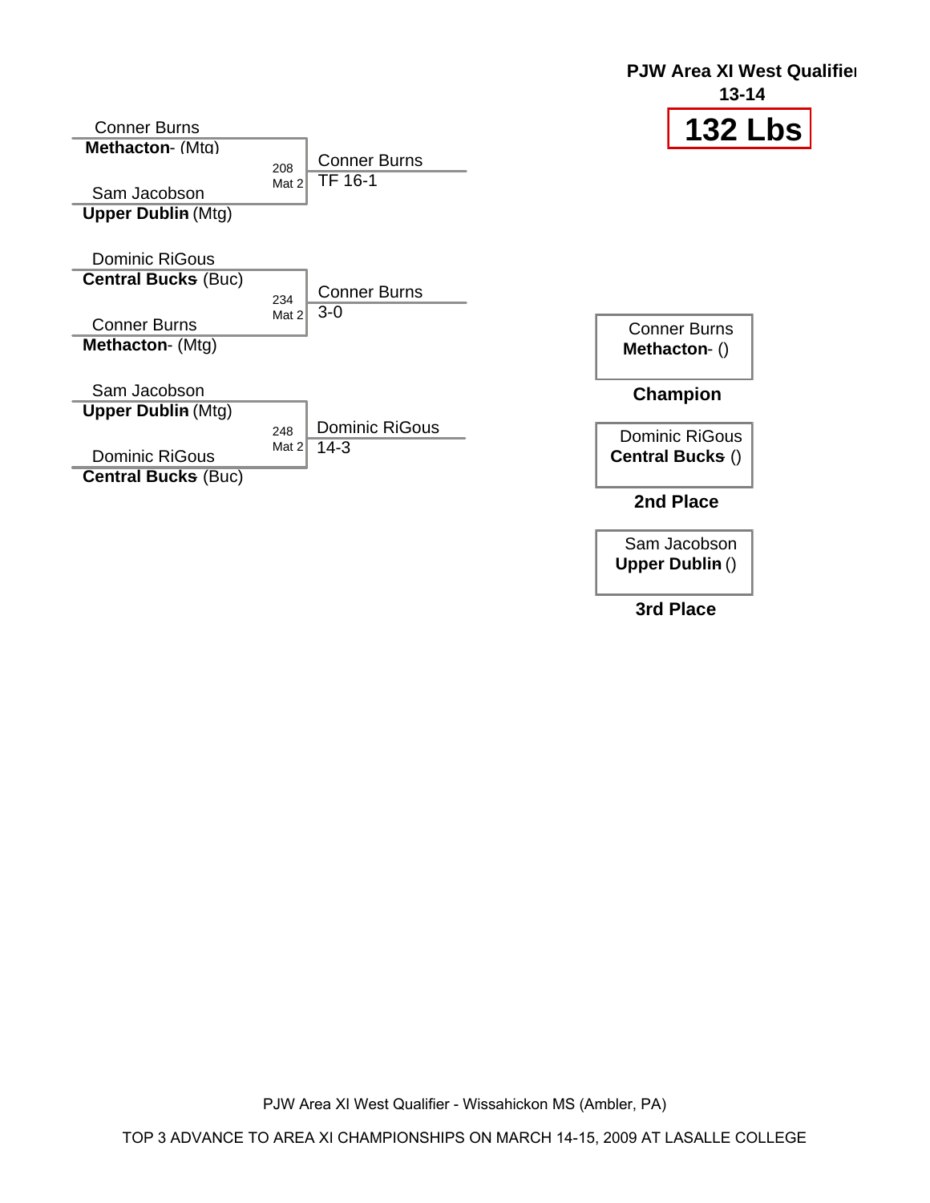**PJW Area XI West Qualifier**
**13-14**

# 132 Lbs

| Wrestler 1 | Wrestler 2 | Bout | Mat | Winner | Result |
|---|---|---|---|---|---|
| Conner Burns, **Methacton**- (Mtg) | Sam Jacobson, **Upper Dublin** (Mtg) | 208 | Mat 2 | Conner Burns | TF 16-1 |
| Dominic RiGous, **Central Bucks** (Buc) | Conner Burns, **Methacton**- (Mtg) | 234 | Mat 2 | Conner Burns | 3-0 |
| Sam Jacobson, **Upper Dublin** (Mtg) | Dominic RiGous, **Central Bucks** (Buc) | 248 | Mat 2 | Dominic RiGous | 14-3 |

| Place | Wrestler |
|---|---|
| **Champion** | Conner Burns, **Methacton**- () |
| **2nd Place** | Dominic RiGous, **Central Bucks** () |
| **3rd Place** | Sam Jacobson, **Upper Dublin** () |

PJW Area XI West Qualifier - Wissahickon MS (Ambler, PA)

TOP 3 ADVANCE TO AREA XI CHAMPIONSHIPS ON MARCH 14-15, 2009 AT LASALLE COLLEGE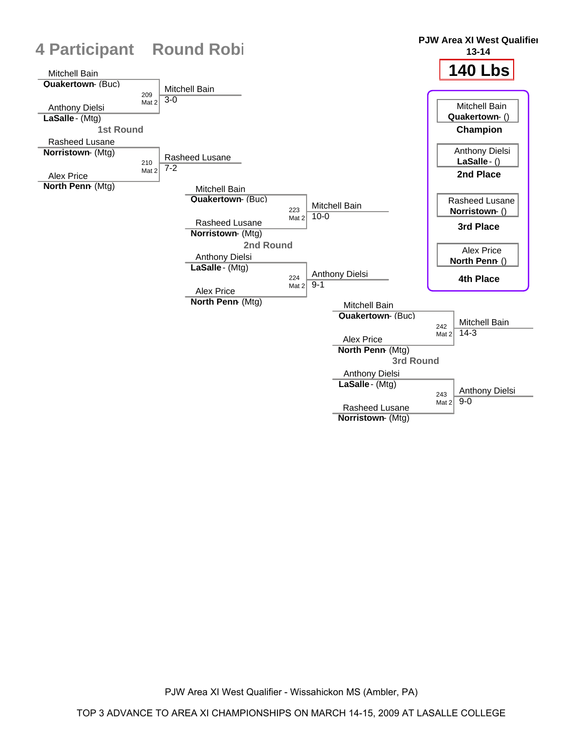# 4 Participant Round Robi

**PJW Area XI West Qualifier**
**13-14**

## 140 Lbs

### 1st Round

| Bout | Wrestler 1 | Wrestler 2 | Winner | Score |
|---|---|---|---|---|
| 209 Mat 2 | Mitchell Bain **Quakertown** - (Buc) | Anthony Dielsi **LaSalle** - (Mtg) | Mitchell Bain | 3-0 |
| 210 Mat 2 | Rasheed Lusane **Norristown** - (Mtg) | Alex Price **North Penn** - (Mtg) | Rasheed Lusane | 7-2 |

### 2nd Round

| Bout | Wrestler 1 | Wrestler 2 | Winner | Score |
|---|---|---|---|---|
| 223 Mat 2 | Mitchell Bain **Quakertown** - (Buc) | Rasheed Lusane **Norristown** - (Mtg) | Mitchell Bain | 10-0 |
| 224 Mat 2 | Anthony Dielsi **LaSalle** - (Mtg) | Alex Price **North Penn** - (Mtg) | Anthony Dielsi | 9-1 |

### 3rd Round

| Bout | Wrestler 1 | Wrestler 2 | Winner | Score |
|---|---|---|---|---|
| 242 Mat 2 | Mitchell Bain **Quakertown** - (Buc) | Alex Price **North Penn** - (Mtg) | Mitchell Bain | 14-3 |
| 243 Mat 2 | Anthony Dielsi **LaSalle** - (Mtg) | Rasheed Lusane **Norristown** - (Mtg) | Anthony Dielsi | 9-0 |

### Final Placement

| Place | Wrestler |
|---|---|
| **Champion** | Mitchell Bain **Quakertown** - () |
| **2nd Place** | Anthony Dielsi **LaSalle** - () |
| **3rd Place** | Rasheed Lusane **Norristown** - () |
| **4th Place** | Alex Price **North Penn** - () |

PJW Area XI West Qualifier - Wissahickon MS (Ambler, PA)

TOP 3 ADVANCE TO AREA XI CHAMPIONSHIPS ON MARCH 14-15, 2009 AT LASALLE COLLEGE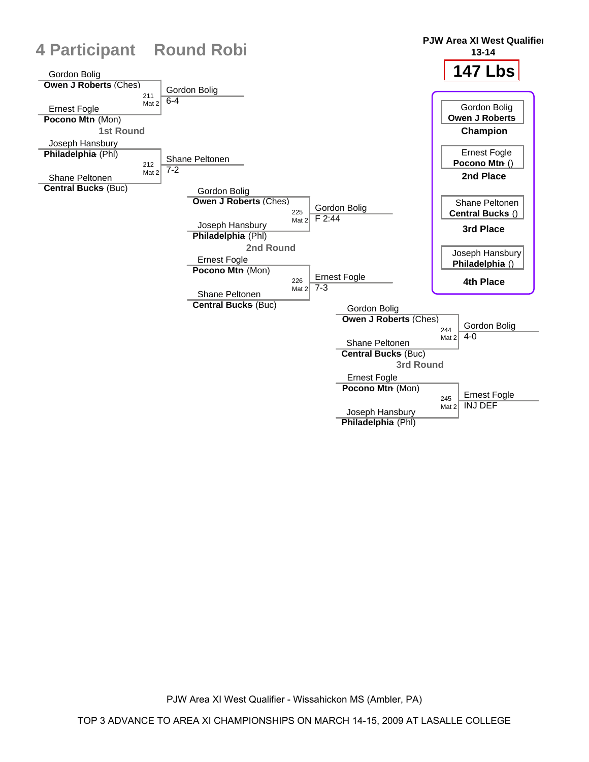# 4 Participant Round Robi

**PJW Area XI West Qualifier**
**13-14**

## 147 Lbs

### 1st Round

| Bout | Mat | Wrestler 1 | Wrestler 2 | Winner | Result |
|---|---|---|---|---|---|
| 211 | Mat 2 | Gordon Bolig, **Owen J Roberts** (Ches) | Ernest Fogle, **Pocono Mtn** (Mon) | Gordon Bolig | 6-4 |
| 212 | Mat 2 | Joseph Hansbury, **Philadelphia** (Phl) | Shane Peltonen, **Central Bucks** (Buc) | Shane Peltonen | 7-2 |

### 2nd Round

| Bout | Mat | Wrestler 1 | Wrestler 2 | Winner | Result |
|---|---|---|---|---|---|
| 225 | Mat 2 | Gordon Bolig, **Owen J Roberts** (Ches) | Joseph Hansbury, **Philadelphia** (Phl) | Gordon Bolig | F 2:44 |
| 226 | Mat 2 | Ernest Fogle, **Pocono Mtn** (Mon) | Shane Peltonen, **Central Bucks** (Buc) | Ernest Fogle | 7-3 |

### 3rd Round

| Bout | Mat | Wrestler 1 | Wrestler 2 | Winner | Result |
|---|---|---|---|---|---|
| 244 | Mat 2 | Gordon Bolig, **Owen J Roberts** (Ches) | Shane Peltonen, **Central Bucks** (Buc) | Gordon Bolig | 4-0 |
| 245 | Mat 2 | Ernest Fogle, **Pocono Mtn** (Mon) | Joseph Hansbury, **Philadelphia** (Phl) | Ernest Fogle | INJ DEF |

### Final Placings

| Place | Wrestler | Team |
|---|---|---|
| **Champion** | Gordon Bolig | **Owen J Roberts** |
| **2nd Place** | Ernest Fogle | **Pocono Mtn** () |
| **3rd Place** | Shane Peltonen | **Central Bucks** () |
| **4th Place** | Joseph Hansbury | **Philadelphia** () |

PJW Area XI West Qualifier - Wissahickon MS (Ambler, PA)

TOP 3 ADVANCE TO AREA XI CHAMPIONSHIPS ON MARCH 14-15, 2009 AT LASALLE COLLEGE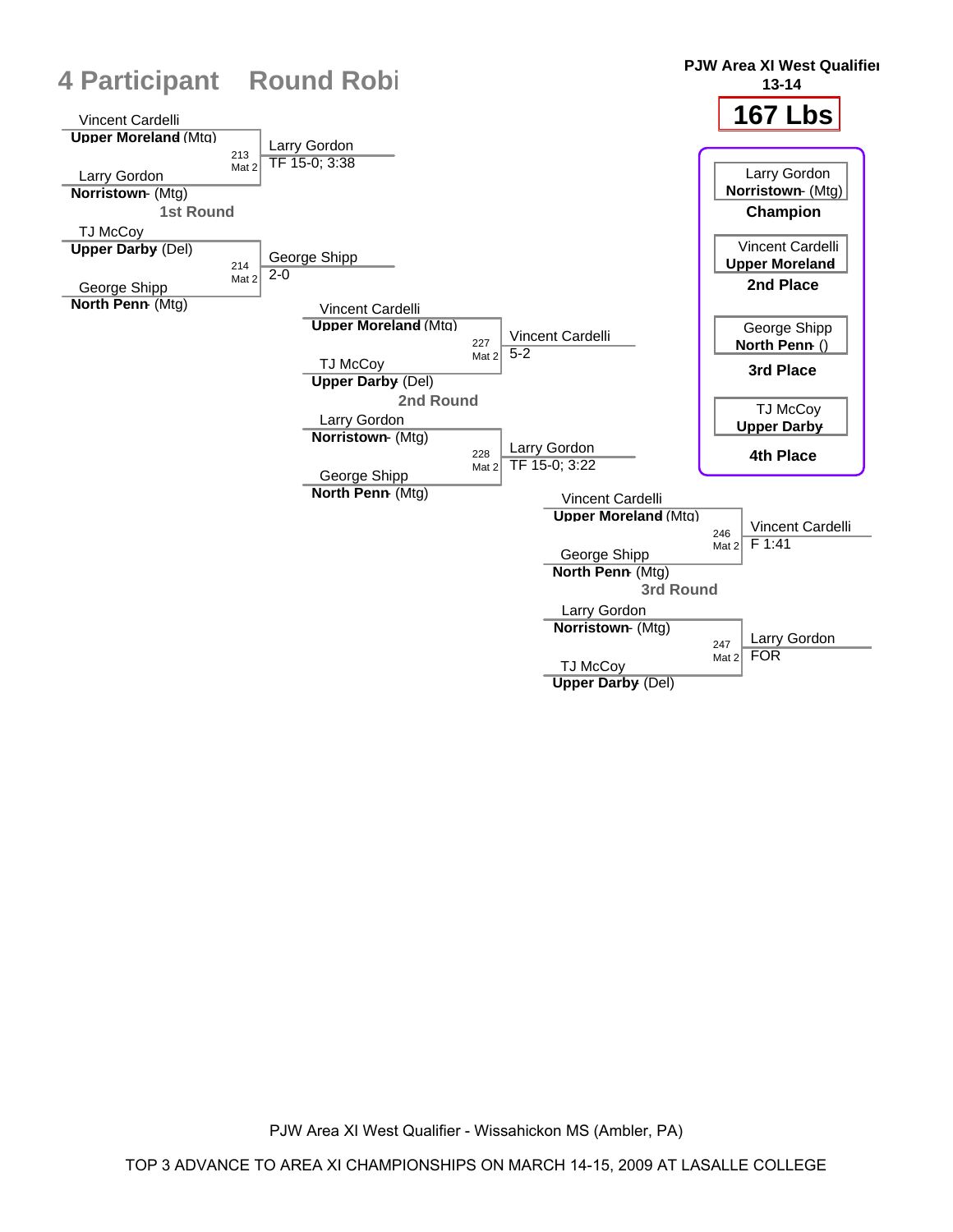# 4 Participant Round Robi

**PJW Area XI West Qualifier**
**13-14**

## 167 Lbs

### 1st Round

| Wrestler 1 | Wrestler 2 | Bout | Winner | Result |
|---|---|---|---|---|
| Vincent Cardelli, **Upper Moreland** (Mtg) | Larry Gordon, **Norristown** (Mtg) | 213, Mat 2 | Larry Gordon | TF 15-0; 3:38 |
| TJ McCoy, **Upper Darby** (Del) | George Shipp, **North Penn** (Mtg) | 214, Mat 2 | George Shipp | 2-0 |

### 2nd Round

| Wrestler 1 | Wrestler 2 | Bout | Winner | Result |
|---|---|---|---|---|
| Vincent Cardelli, **Upper Moreland** (Mtg) | TJ McCoy, **Upper Darby** (Del) | 227, Mat 2 | Vincent Cardelli | 5-2 |
| Larry Gordon, **Norristown** (Mtg) | George Shipp, **North Penn** (Mtg) | 228, Mat 2 | Larry Gordon | TF 15-0; 3:22 |

### 3rd Round

| Wrestler 1 | Wrestler 2 | Bout | Winner | Result |
|---|---|---|---|---|
| Vincent Cardelli, **Upper Moreland** (Mtg) | George Shipp, **North Penn** (Mtg) | 246, Mat 2 | Vincent Cardelli | F 1:41 |
| Larry Gordon, **Norristown** (Mtg) | TJ McCoy, **Upper Darby** (Del) | 247, Mat 2 | Larry Gordon | FOR |

### Placements

| Place | Wrestler |
|---|---|
| **Champion** | Larry Gordon, **Norristown** (Mtg) |
| **2nd Place** | Vincent Cardelli, **Upper Moreland** |
| **3rd Place** | George Shipp, **North Penn** () |
| **4th Place** | TJ McCoy, **Upper Darby** |

PJW Area XI West Qualifier - Wissahickon MS (Ambler, PA)

TOP 3 ADVANCE TO AREA XI CHAMPIONSHIPS ON MARCH 14-15, 2009 AT LASALLE COLLEGE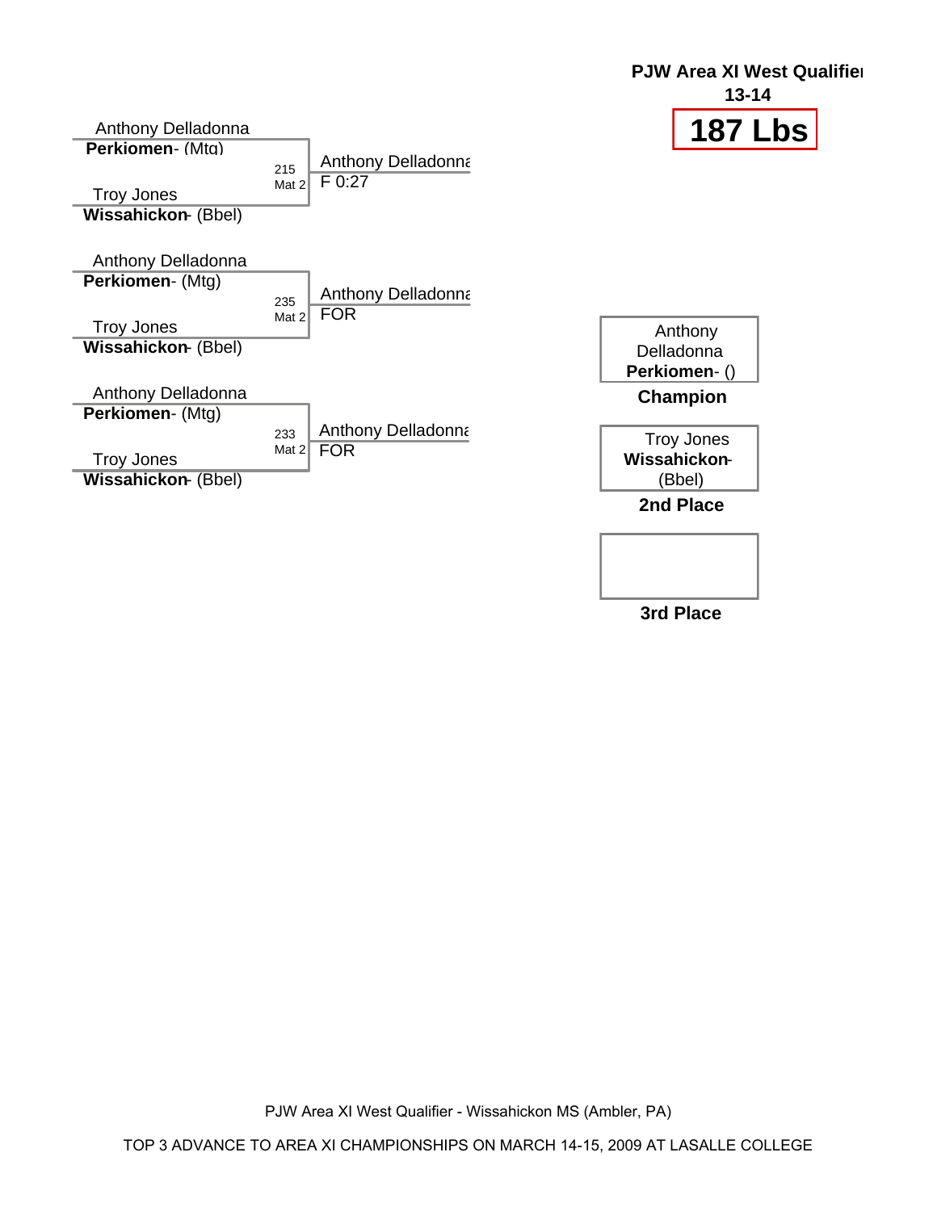**PJW Area XI West Qualifier**

**13-14**

# 187 Lbs

Anthony Delladonna
**Perkiomen**- (Mtg)

215
Mat 2

Troy Jones
**Wissahickon**- (Bbel)

Anthony Delladonna
F 0:27

Anthony Delladonna
**Perkiomen**- (Mtg)

235
Mat 2

Troy Jones
**Wissahickon**- (Bbel)

Anthony Delladonna
FOR

Anthony Delladonna
**Perkiomen**- (Mtg)

233
Mat 2

Troy Jones
**Wissahickon**- (Bbel)

Anthony Delladonna
FOR

Anthony Delladonna
**Perkiomen**- ()

**Champion**

Troy Jones
**Wissahickon**- (Bbel)

**2nd Place**

**3rd Place**

PJW Area XI West Qualifier - Wissahickon MS (Ambler, PA)

TOP 3 ADVANCE TO AREA XI CHAMPIONSHIPS ON MARCH 14-15, 2009 AT LASALLE COLLEGE